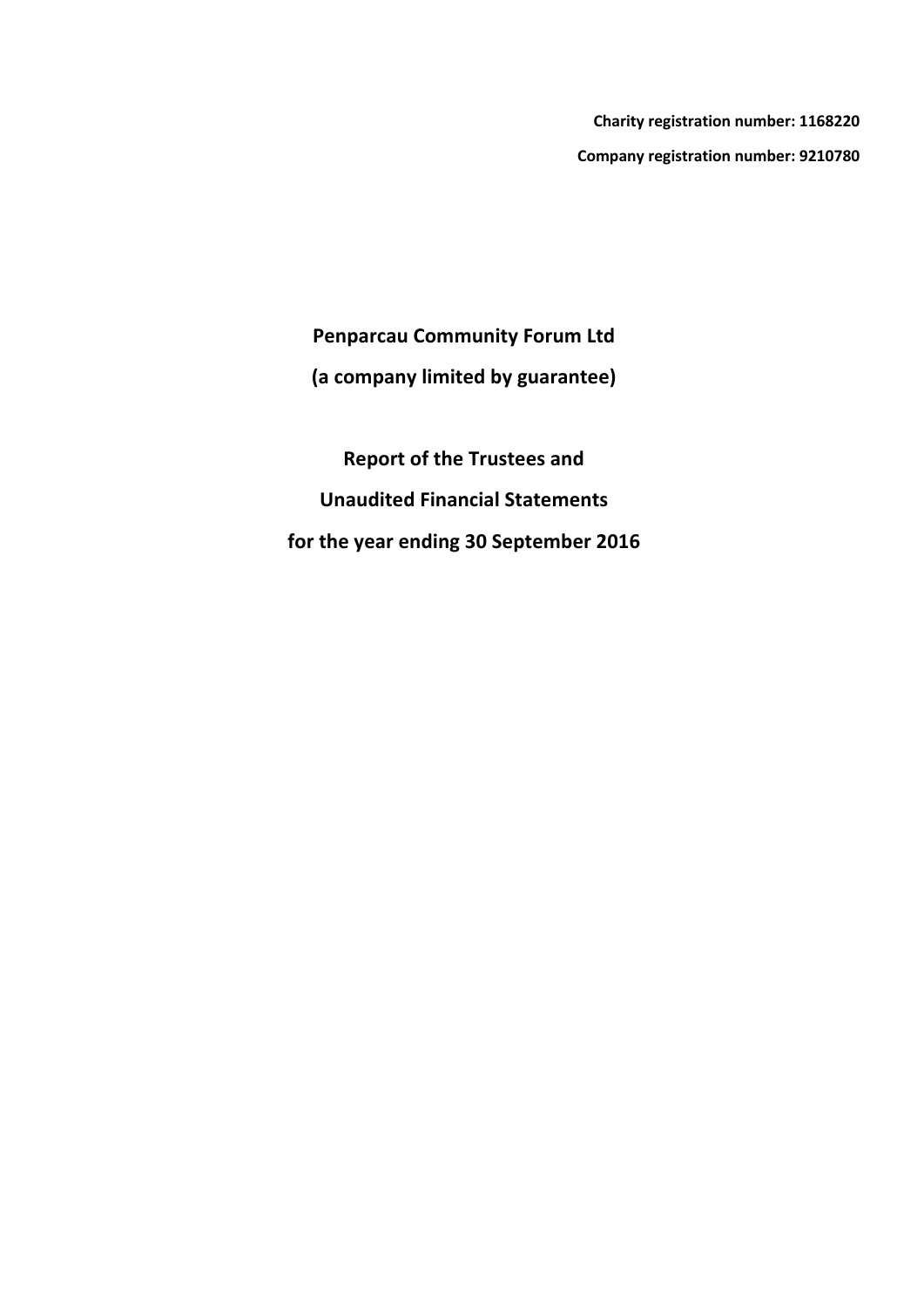**Charity registration number: 1168220**

**Company registration number: 9210780**

# Penparcau Community Forum Ltd

**(a company limited by guarantee)**

## Report of the Trustees and

## Unaudited Financial Statements

## for the year ending 30 September 2016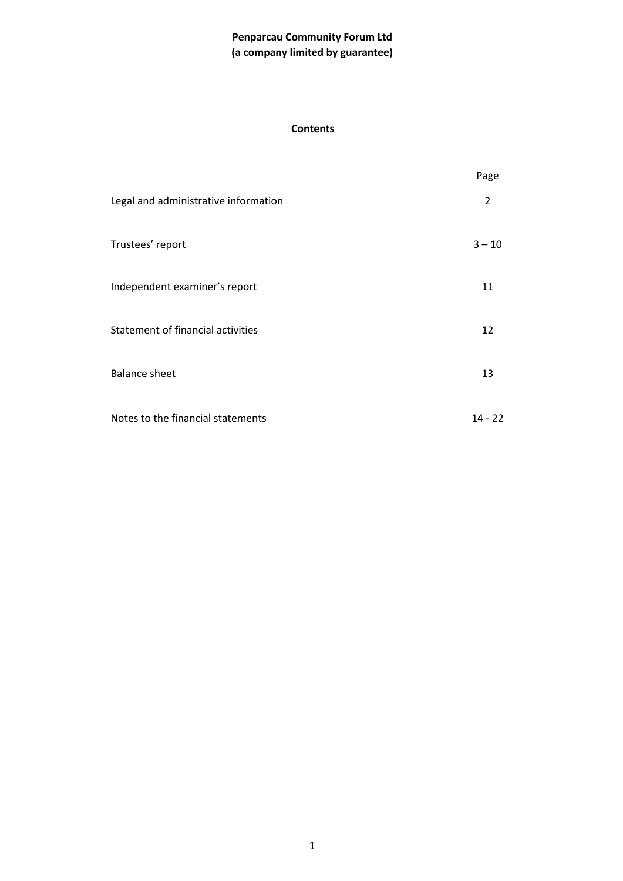**Penparcau Community Forum Ltd**
**(a company limited by guarantee)**

## Contents

| | Page |
|---|---|
| Legal and administrative information | 2 |
| Trustees' report | 3 – 10 |
| Independent examiner's report | 11 |
| Statement of financial activities | 12 |
| Balance sheet | 13 |
| Notes to the financial statements | 14 - 22 |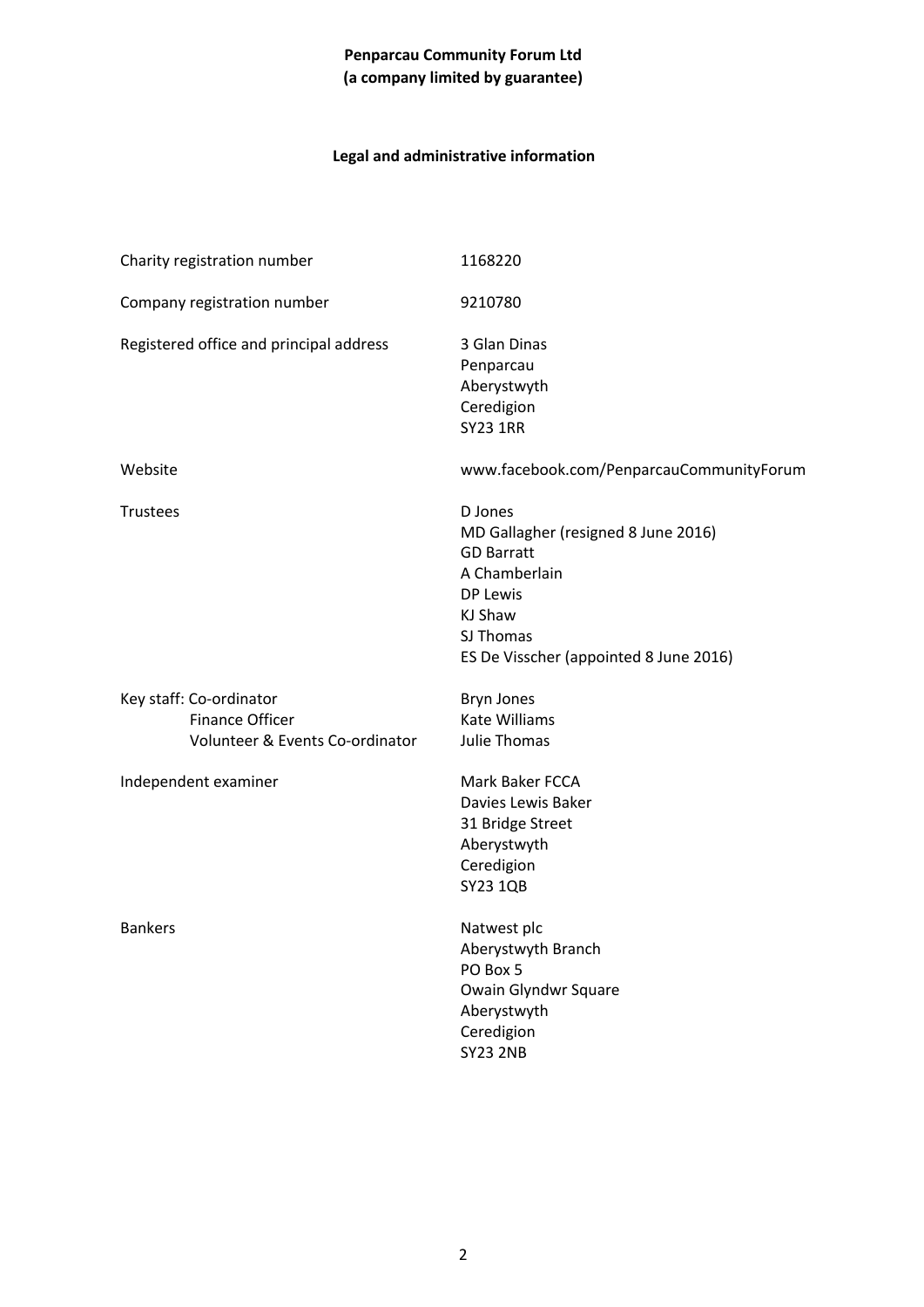**Penparcau Community Forum Ltd**
**(a company limited by guarantee)**

## Legal and administrative information

| | |
|---|---|
| Charity registration number | 1168220 |
| Company registration number | 9210780 |
| Registered office and principal address | 3 Glan Dinas<br>Penparcau<br>Aberystwyth<br>Ceredigion<br>SY23 1RR |
| Website | www.facebook.com/PenparcauCommunityForum |
| Trustees | D Jones<br>MD Gallagher (resigned 8 June 2016)<br>GD Barratt<br>A Chamberlain<br>DP Lewis<br>KJ Shaw<br>SJ Thomas<br>ES De Visscher (appointed 8 June 2016) |
| Key staff: Co-ordinator<br>Finance Officer<br>Volunteer & Events Co-ordinator | Bryn Jones<br>Kate Williams<br>Julie Thomas |
| Independent examiner | Mark Baker FCCA<br>Davies Lewis Baker<br>31 Bridge Street<br>Aberystwyth<br>Ceredigion<br>SY23 1QB |
| Bankers | Natwest plc<br>Aberystwyth Branch<br>PO Box 5<br>Owain Glyndwr Square<br>Aberystwyth<br>Ceredigion<br>SY23 2NB |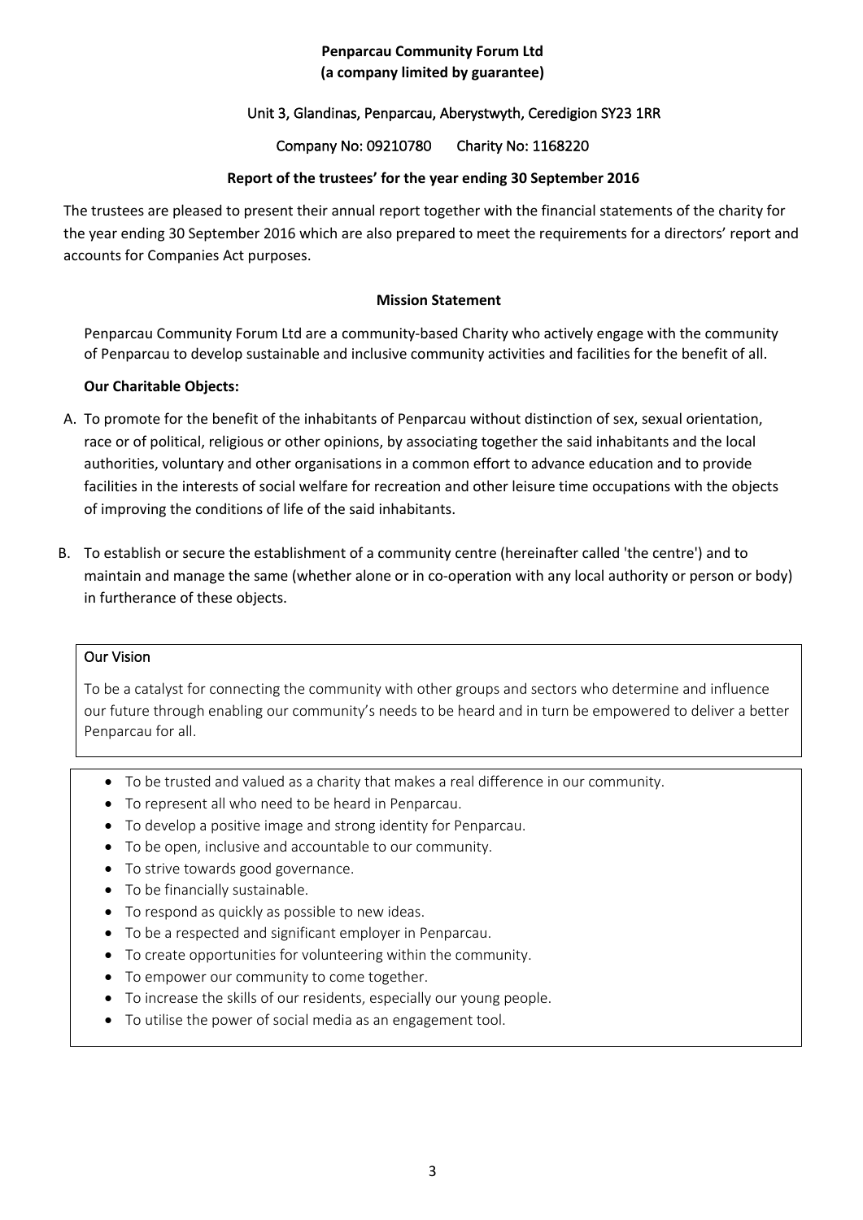**Penparcau Community Forum Ltd**
**(a company limited by guarantee)**

Unit 3, Glandinas, Penparcau, Aberystwyth, Ceredigion SY23 1RR

Company No: 09210780 Charity No: 1168220

**Report of the trustees' for the year ending 30 September 2016**

The trustees are pleased to present their annual report together with the financial statements of the charity for the year ending 30 September 2016 which are also prepared to meet the requirements for a directors' report and accounts for Companies Act purposes.

**Mission Statement**

Penparcau Community Forum Ltd are a community-based Charity who actively engage with the community of Penparcau to develop sustainable and inclusive community activities and facilities for the benefit of all.

**Our Charitable Objects:**

A. To promote for the benefit of the inhabitants of Penparcau without distinction of sex, sexual orientation, race or of political, religious or other opinions, by associating together the said inhabitants and the local authorities, voluntary and other organisations in a common effort to advance education and to provide facilities in the interests of social welfare for recreation and other leisure time occupations with the objects of improving the conditions of life of the said inhabitants.

B. To establish or secure the establishment of a community centre (hereinafter called 'the centre') and to maintain and manage the same (whether alone or in co-operation with any local authority or person or body) in furtherance of these objects.

Our Vision

To be a catalyst for connecting the community with other groups and sectors who determine and influence our future through enabling our community's needs to be heard and in turn be empowered to deliver a better Penparcau for all.

- To be trusted and valued as a charity that makes a real difference in our community.
- To represent all who need to be heard in Penparcau.
- To develop a positive image and strong identity for Penparcau.
- To be open, inclusive and accountable to our community.
- To strive towards good governance.
- To be financially sustainable.
- To respond as quickly as possible to new ideas.
- To be a respected and significant employer in Penparcau.
- To create opportunities for volunteering within the community.
- To empower our community to come together.
- To increase the skills of our residents, especially our young people.
- To utilise the power of social media as an engagement tool.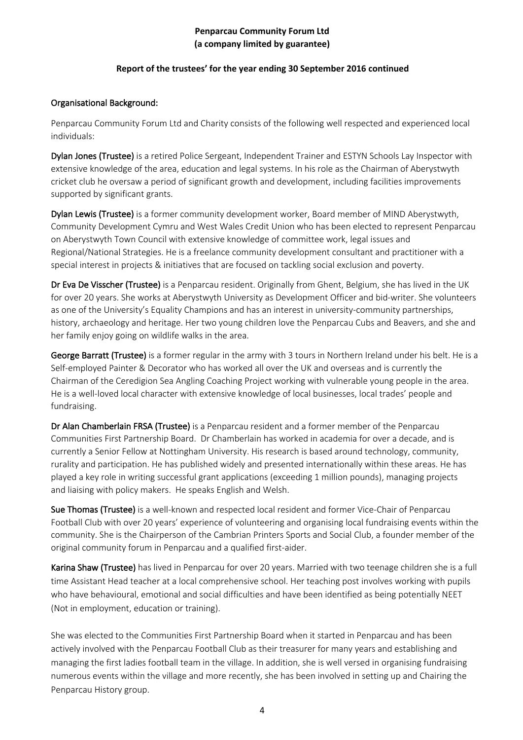**Penparcau Community Forum Ltd**
**(a company limited by guarantee)**

**Report of the trustees' for the year ending 30 September 2016 continued**

## Organisational Background:

Penparcau Community Forum Ltd and Charity consists of the following well respected and experienced local individuals:

**Dylan Jones (Trustee)** is a retired Police Sergeant, Independent Trainer and ESTYN Schools Lay Inspector with extensive knowledge of the area, education and legal systems. In his role as the Chairman of Aberystwyth cricket club he oversaw a period of significant growth and development, including facilities improvements supported by significant grants.

**Dylan Lewis (Trustee)** is a former community development worker, Board member of MIND Aberystwyth, Community Development Cymru and West Wales Credit Union who has been elected to represent Penparcau on Aberystwyth Town Council with extensive knowledge of committee work, legal issues and Regional/National Strategies. He is a freelance community development consultant and practitioner with a special interest in projects & initiatives that are focused on tackling social exclusion and poverty.

**Dr Eva De Visscher (Trustee)** is a Penparcau resident. Originally from Ghent, Belgium, she has lived in the UK for over 20 years. She works at Aberystwyth University as Development Officer and bid-writer. She volunteers as one of the University's Equality Champions and has an interest in university-community partnerships, history, archaeology and heritage. Her two young children love the Penparcau Cubs and Beavers, and she and her family enjoy going on wildlife walks in the area.

**George Barratt (Trustee)** is a former regular in the army with 3 tours in Northern Ireland under his belt. He is a Self-employed Painter & Decorator who has worked all over the UK and overseas and is currently the Chairman of the Ceredigion Sea Angling Coaching Project working with vulnerable young people in the area. He is a well-loved local character with extensive knowledge of local businesses, local trades' people and fundraising.

**Dr Alan Chamberlain FRSA (Trustee)** is a Penparcau resident and a former member of the Penparcau Communities First Partnership Board. Dr Chamberlain has worked in academia for over a decade, and is currently a Senior Fellow at Nottingham University. His research is based around technology, community, rurality and participation. He has published widely and presented internationally within these areas. He has played a key role in writing successful grant applications (exceeding 1 million pounds), managing projects and liaising with policy makers. He speaks English and Welsh.

**Sue Thomas (Trustee)** is a well-known and respected local resident and former Vice-Chair of Penparcau Football Club with over 20 years' experience of volunteering and organising local fundraising events within the community. She is the Chairperson of the Cambrian Printers Sports and Social Club, a founder member of the original community forum in Penparcau and a qualified first-aider.

**Karina Shaw (Trustee)** has lived in Penparcau for over 20 years. Married with two teenage children she is a full time Assistant Head teacher at a local comprehensive school. Her teaching post involves working with pupils who have behavioural, emotional and social difficulties and have been identified as being potentially NEET (Not in employment, education or training).

She was elected to the Communities First Partnership Board when it started in Penparcau and has been actively involved with the Penparcau Football Club as their treasurer for many years and establishing and managing the first ladies football team in the village. In addition, she is well versed in organising fundraising numerous events within the village and more recently, she has been involved in setting up and Chairing the Penparcau History group.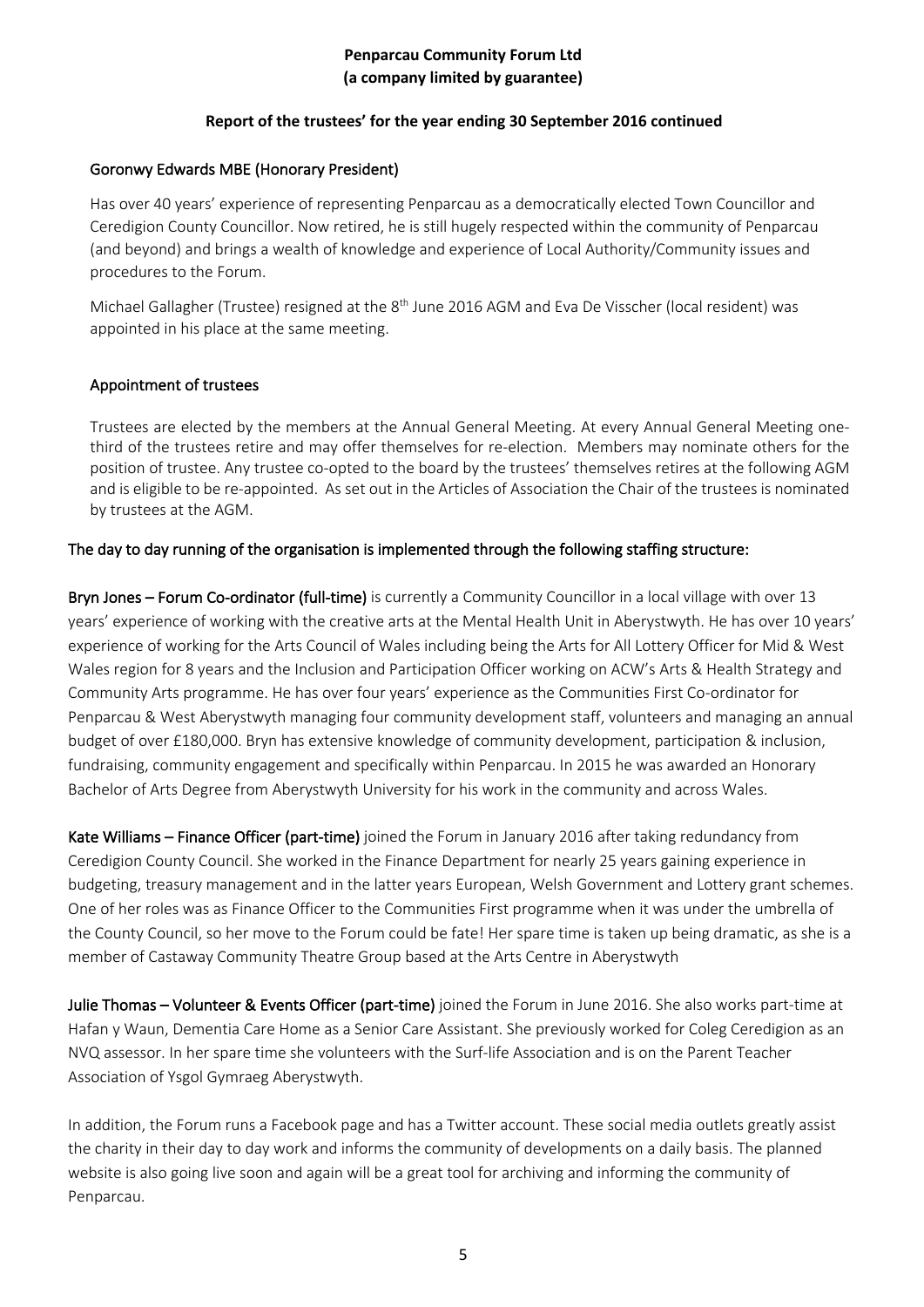**Penparcau Community Forum Ltd**
**(a company limited by guarantee)**

**Report of the trustees' for the year ending 30 September 2016 continued**

### Goronwy Edwards MBE (Honorary President)

Has over 40 years' experience of representing Penparcau as a democratically elected Town Councillor and Ceredigion County Councillor. Now retired, he is still hugely respected within the community of Penparcau (and beyond) and brings a wealth of knowledge and experience of Local Authority/Community issues and procedures to the Forum.

Michael Gallagher (Trustee) resigned at the 8th June 2016 AGM and Eva De Visscher (local resident) was appointed in his place at the same meeting.

### Appointment of trustees

Trustees are elected by the members at the Annual General Meeting. At every Annual General Meeting one-third of the trustees retire and may offer themselves for re-election. Members may nominate others for the position of trustee. Any trustee co-opted to the board by the trustees' themselves retires at the following AGM and is eligible to be re-appointed. As set out in the Articles of Association the Chair of the trustees is nominated by trustees at the AGM.

### The day to day running of the organisation is implemented through the following staffing structure:

**Bryn Jones – Forum Co-ordinator (full-time)** is currently a Community Councillor in a local village with over 13 years' experience of working with the creative arts at the Mental Health Unit in Aberystwyth. He has over 10 years' experience of working for the Arts Council of Wales including being the Arts for All Lottery Officer for Mid & West Wales region for 8 years and the Inclusion and Participation Officer working on ACW's Arts & Health Strategy and Community Arts programme. He has over four years' experience as the Communities First Co-ordinator for Penparcau & West Aberystwyth managing four community development staff, volunteers and managing an annual budget of over £180,000. Bryn has extensive knowledge of community development, participation & inclusion, fundraising, community engagement and specifically within Penparcau. In 2015 he was awarded an Honorary Bachelor of Arts Degree from Aberystwyth University for his work in the community and across Wales.

**Kate Williams – Finance Officer (part-time)** joined the Forum in January 2016 after taking redundancy from Ceredigion County Council. She worked in the Finance Department for nearly 25 years gaining experience in budgeting, treasury management and in the latter years European, Welsh Government and Lottery grant schemes. One of her roles was as Finance Officer to the Communities First programme when it was under the umbrella of the County Council, so her move to the Forum could be fate! Her spare time is taken up being dramatic, as she is a member of Castaway Community Theatre Group based at the Arts Centre in Aberystwyth

**Julie Thomas – Volunteer & Events Officer (part-time)** joined the Forum in June 2016. She also works part-time at Hafan y Waun, Dementia Care Home as a Senior Care Assistant. She previously worked for Coleg Ceredigion as an NVQ assessor. In her spare time she volunteers with the Surf-life Association and is on the Parent Teacher Association of Ysgol Gymraeg Aberystwyth.

In addition, the Forum runs a Facebook page and has a Twitter account. These social media outlets greatly assist the charity in their day to day work and informs the community of developments on a daily basis. The planned website is also going live soon and again will be a great tool for archiving and informing the community of Penparcau.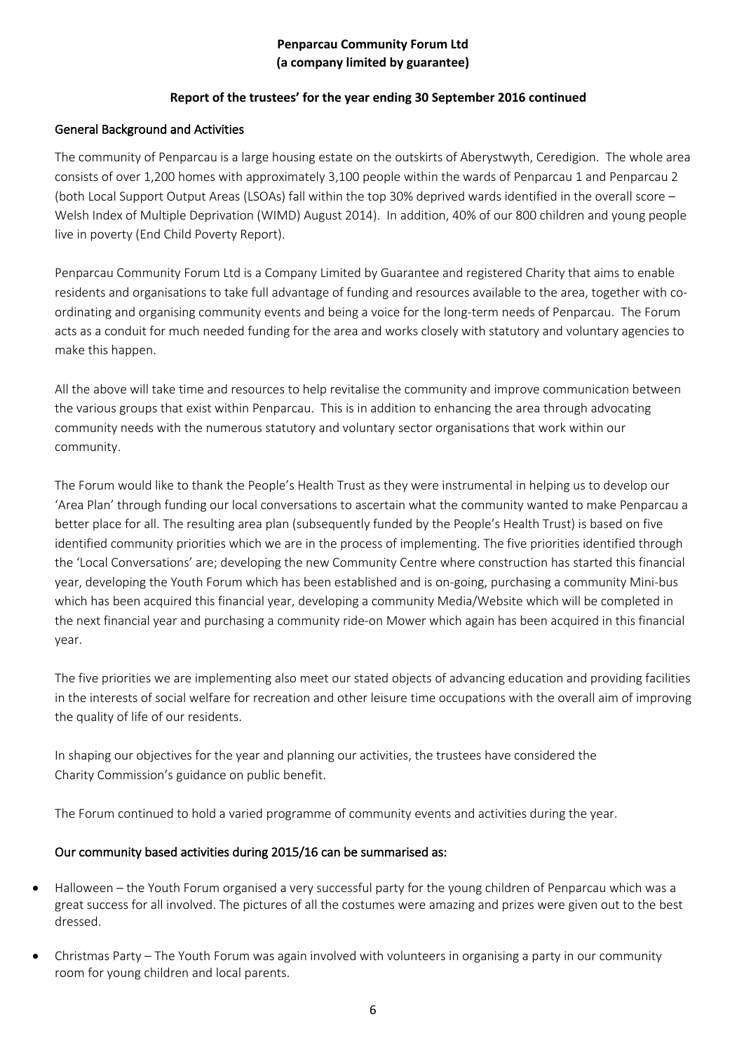**Penparcau Community Forum Ltd**
**(a company limited by guarantee)**

**Report of the trustees' for the year ending 30 September 2016 continued**

## General Background and Activities

The community of Penparcau is a large housing estate on the outskirts of Aberystwyth, Ceredigion. The whole area consists of over 1,200 homes with approximately 3,100 people within the wards of Penparcau 1 and Penparcau 2 (both Local Support Output Areas (LSOAs) fall within the top 30% deprived wards identified in the overall score – Welsh Index of Multiple Deprivation (WIMD) August 2014). In addition, 40% of our 800 children and young people live in poverty (End Child Poverty Report).

Penparcau Community Forum Ltd is a Company Limited by Guarantee and registered Charity that aims to enable residents and organisations to take full advantage of funding and resources available to the area, together with co-ordinating and organising community events and being a voice for the long-term needs of Penparcau. The Forum acts as a conduit for much needed funding for the area and works closely with statutory and voluntary agencies to make this happen.

All the above will take time and resources to help revitalise the community and improve communication between the various groups that exist within Penparcau. This is in addition to enhancing the area through advocating community needs with the numerous statutory and voluntary sector organisations that work within our community.

The Forum would like to thank the People's Health Trust as they were instrumental in helping us to develop our 'Area Plan' through funding our local conversations to ascertain what the community wanted to make Penparcau a better place for all. The resulting area plan (subsequently funded by the People's Health Trust) is based on five identified community priorities which we are in the process of implementing. The five priorities identified through the 'Local Conversations' are; developing the new Community Centre where construction has started this financial year, developing the Youth Forum which has been established and is on-going, purchasing a community Mini-bus which has been acquired this financial year, developing a community Media/Website which will be completed in the next financial year and purchasing a community ride-on Mower which again has been acquired in this financial year.

The five priorities we are implementing also meet our stated objects of advancing education and providing facilities in the interests of social welfare for recreation and other leisure time occupations with the overall aim of improving the quality of life of our residents.

In shaping our objectives for the year and planning our activities, the trustees have considered the Charity Commission's guidance on public benefit.

The Forum continued to hold a varied programme of community events and activities during the year.

## Our community based activities during 2015/16 can be summarised as:

- Halloween – the Youth Forum organised a very successful party for the young children of Penparcau which was a great success for all involved. The pictures of all the costumes were amazing and prizes were given out to the best dressed.
- Christmas Party – The Youth Forum was again involved with volunteers in organising a party in our community room for young children and local parents.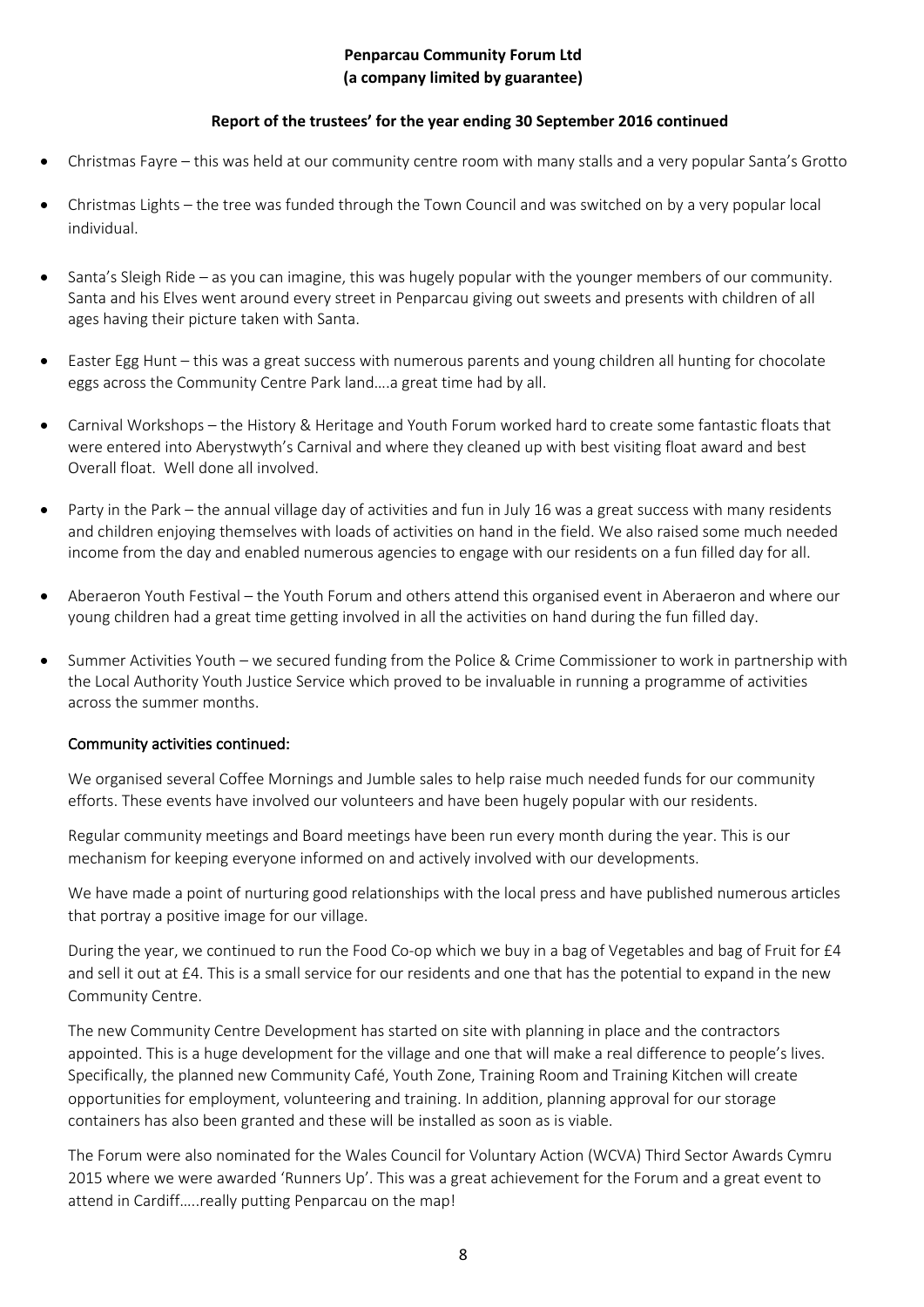**Penparcau Community Forum Ltd**
**(a company limited by guarantee)**

**Report of the trustees' for the year ending 30 September 2016 continued**

- Christmas Fayre – this was held at our community centre room with many stalls and a very popular Santa's Grotto
- Christmas Lights – the tree was funded through the Town Council and was switched on by a very popular local individual.
- Santa's Sleigh Ride – as you can imagine, this was hugely popular with the younger members of our community. Santa and his Elves went around every street in Penparcau giving out sweets and presents with children of all ages having their picture taken with Santa.
- Easter Egg Hunt – this was a great success with numerous parents and young children all hunting for chocolate eggs across the Community Centre Park land….a great time had by all.
- Carnival Workshops – the History & Heritage and Youth Forum worked hard to create some fantastic floats that were entered into Aberystwyth's Carnival and where they cleaned up with best visiting float award and best Overall float. Well done all involved.
- Party in the Park – the annual village day of activities and fun in July 16 was a great success with many residents and children enjoying themselves with loads of activities on hand in the field. We also raised some much needed income from the day and enabled numerous agencies to engage with our residents on a fun filled day for all.
- Aberaeron Youth Festival – the Youth Forum and others attend this organised event in Aberaeron and where our young children had a great time getting involved in all the activities on hand during the fun filled day.
- Summer Activities Youth – we secured funding from the Police & Crime Commissioner to work in partnership with the Local Authority Youth Justice Service which proved to be invaluable in running a programme of activities across the summer months.

**Community activities continued:**

We organised several Coffee Mornings and Jumble sales to help raise much needed funds for our community efforts. These events have involved our volunteers and have been hugely popular with our residents.

Regular community meetings and Board meetings have been run every month during the year. This is our mechanism for keeping everyone informed on and actively involved with our developments.

We have made a point of nurturing good relationships with the local press and have published numerous articles that portray a positive image for our village.

During the year, we continued to run the Food Co-op which we buy in a bag of Vegetables and bag of Fruit for £4 and sell it out at £4. This is a small service for our residents and one that has the potential to expand in the new Community Centre.

The new Community Centre Development has started on site with planning in place and the contractors appointed. This is a huge development for the village and one that will make a real difference to people's lives. Specifically, the planned new Community Café, Youth Zone, Training Room and Training Kitchen will create opportunities for employment, volunteering and training. In addition, planning approval for our storage containers has also been granted and these will be installed as soon as is viable.

The Forum were also nominated for the Wales Council for Voluntary Action (WCVA) Third Sector Awards Cymru 2015 where we were awarded 'Runners Up'. This was a great achievement for the Forum and a great event to attend in Cardiff…..really putting Penparcau on the map!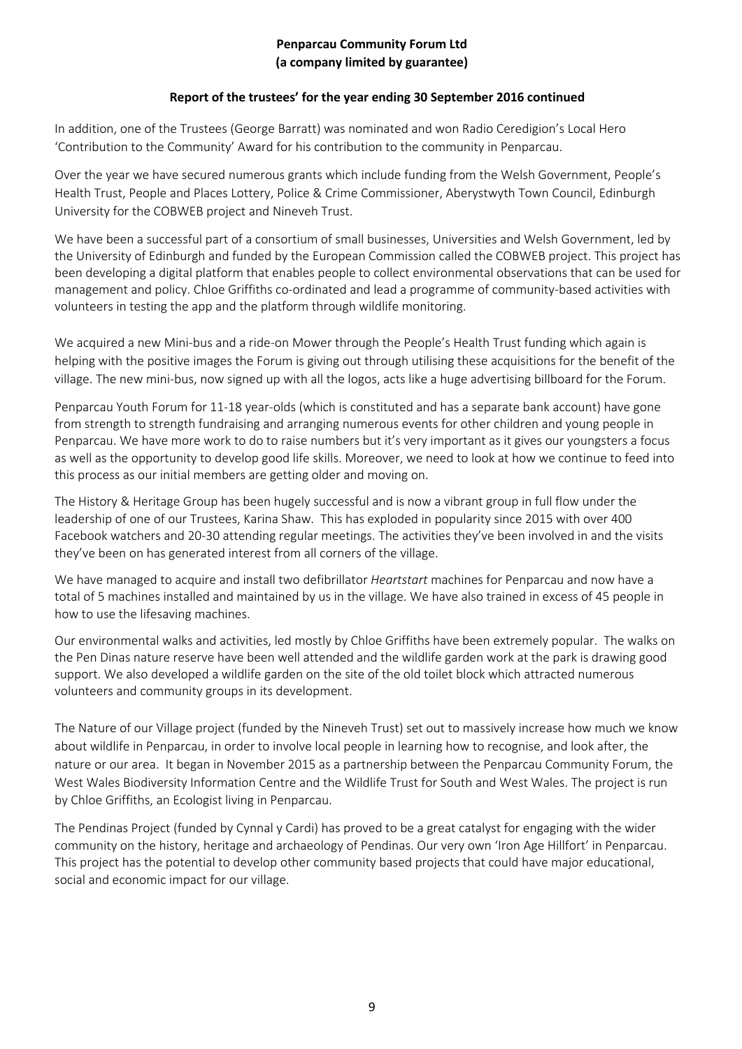**Penparcau Community Forum Ltd**
**(a company limited by guarantee)**

**Report of the trustees' for the year ending 30 September 2016 continued**

In addition, one of the Trustees (George Barratt) was nominated and won Radio Ceredigion's Local Hero 'Contribution to the Community' Award for his contribution to the community in Penparcau.

Over the year we have secured numerous grants which include funding from the Welsh Government, People's Health Trust, People and Places Lottery, Police & Crime Commissioner, Aberystwyth Town Council, Edinburgh University for the COBWEB project and Nineveh Trust.

We have been a successful part of a consortium of small businesses, Universities and Welsh Government, led by the University of Edinburgh and funded by the European Commission called the COBWEB project. This project has been developing a digital platform that enables people to collect environmental observations that can be used for management and policy. Chloe Griffiths co-ordinated and lead a programme of community-based activities with volunteers in testing the app and the platform through wildlife monitoring.

We acquired a new Mini-bus and a ride-on Mower through the People's Health Trust funding which again is helping with the positive images the Forum is giving out through utilising these acquisitions for the benefit of the village. The new mini-bus, now signed up with all the logos, acts like a huge advertising billboard for the Forum.

Penparcau Youth Forum for 11-18 year-olds (which is constituted and has a separate bank account) have gone from strength to strength fundraising and arranging numerous events for other children and young people in Penparcau. We have more work to do to raise numbers but it's very important as it gives our youngsters a focus as well as the opportunity to develop good life skills. Moreover, we need to look at how we continue to feed into this process as our initial members are getting older and moving on.

The History & Heritage Group has been hugely successful and is now a vibrant group in full flow under the leadership of one of our Trustees, Karina Shaw. This has exploded in popularity since 2015 with over 400 Facebook watchers and 20-30 attending regular meetings. The activities they've been involved in and the visits they've been on has generated interest from all corners of the village.

We have managed to acquire and install two defibrillator *Heartstart* machines for Penparcau and now have a total of 5 machines installed and maintained by us in the village. We have also trained in excess of 45 people in how to use the lifesaving machines.

Our environmental walks and activities, led mostly by Chloe Griffiths have been extremely popular. The walks on the Pen Dinas nature reserve have been well attended and the wildlife garden work at the park is drawing good support. We also developed a wildlife garden on the site of the old toilet block which attracted numerous volunteers and community groups in its development.

The Nature of our Village project (funded by the Nineveh Trust) set out to massively increase how much we know about wildlife in Penparcau, in order to involve local people in learning how to recognise, and look after, the nature or our area. It began in November 2015 as a partnership between the Penparcau Community Forum, the West Wales Biodiversity Information Centre and the Wildlife Trust for South and West Wales. The project is run by Chloe Griffiths, an Ecologist living in Penparcau.

The Pendinas Project (funded by Cynnal y Cardi) has proved to be a great catalyst for engaging with the wider community on the history, heritage and archaeology of Pendinas. Our very own 'Iron Age Hillfort' in Penparcau. This project has the potential to develop other community based projects that could have major educational, social and economic impact for our village.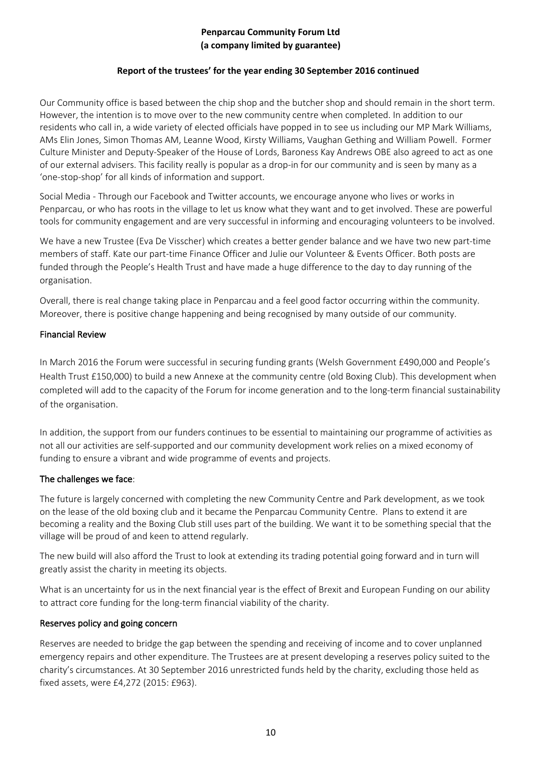Our Community office is based between the chip shop and the butcher shop and should remain in the short term. However, the intention is to move over to the new community centre when completed. In addition to our residents who call in, a wide variety of elected officials have popped in to see us including our MP Mark Williams, AMs Elin Jones, Simon Thomas AM, Leanne Wood, Kirsty Williams, Vaughan Gething and William Powell. Former Culture Minister and Deputy-Speaker of the House of Lords, Baroness Kay Andrews OBE also agreed to act as one of our external advisers. This facility really is popular as a drop-in for our community and is seen by many as a 'one-stop-shop' for all kinds of information and support.

Social Media - Through our Facebook and Twitter accounts, we encourage anyone who lives or works in Penparcau, or who has roots in the village to let us know what they want and to get involved. These are powerful tools for community engagement and are very successful in informing and encouraging volunteers to be involved.

We have a new Trustee (Eva De Visscher) which creates a better gender balance and we have two new part-time members of staff. Kate our part-time Finance Officer and Julie our Volunteer & Events Officer. Both posts are funded through the People's Health Trust and have made a huge difference to the day to day running of the organisation.

Overall, there is real change taking place in Penparcau and a feel good factor occurring within the community. Moreover, there is positive change happening and being recognised by many outside of our community.

## Financial Review

In March 2016 the Forum were successful in securing funding grants (Welsh Government £490,000 and People's Health Trust £150,000) to build a new Annexe at the community centre (old Boxing Club). This development when completed will add to the capacity of the Forum for income generation and to the long-term financial sustainability of the organisation.

In addition, the support from our funders continues to be essential to maintaining our programme of activities as not all our activities are self-supported and our community development work relies on a mixed economy of funding to ensure a vibrant and wide programme of events and projects.

## The challenges we face:

The future is largely concerned with completing the new Community Centre and Park development, as we took on the lease of the old boxing club and it became the Penparcau Community Centre. Plans to extend it are becoming a reality and the Boxing Club still uses part of the building. We want it to be something special that the village will be proud of and keen to attend regularly.

The new build will also afford the Trust to look at extending its trading potential going forward and in turn will greatly assist the charity in meeting its objects.

What is an uncertainty for us in the next financial year is the effect of Brexit and European Funding on our ability to attract core funding for the long-term financial viability of the charity.

## Reserves policy and going concern

Reserves are needed to bridge the gap between the spending and receiving of income and to cover unplanned emergency repairs and other expenditure. The Trustees are at present developing a reserves policy suited to the charity's circumstances. At 30 September 2016 unrestricted funds held by the charity, excluding those held as fixed assets, were £4,272 (2015: £963).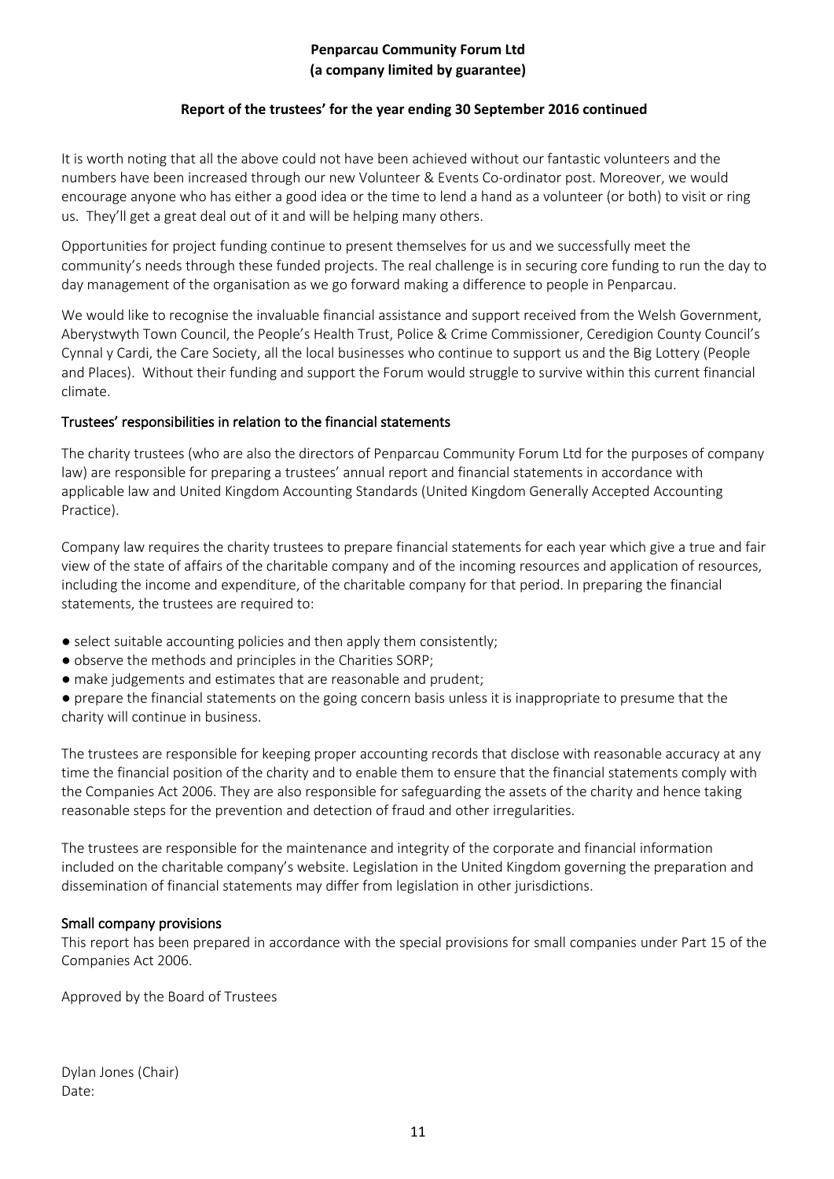**Penparcau Community Forum Ltd**
**(a company limited by guarantee)**

**Report of the trustees' for the year ending 30 September 2016 continued**

It is worth noting that all the above could not have been achieved without our fantastic volunteers and the numbers have been increased through our new Volunteer & Events Co-ordinator post. Moreover, we would encourage anyone who has either a good idea or the time to lend a hand as a volunteer (or both) to visit or ring us. They'll get a great deal out of it and will be helping many others.

Opportunities for project funding continue to present themselves for us and we successfully meet the community's needs through these funded projects. The real challenge is in securing core funding to run the day to day management of the organisation as we go forward making a difference to people in Penparcau.

We would like to recognise the invaluable financial assistance and support received from the Welsh Government, Aberystwyth Town Council, the People's Health Trust, Police & Crime Commissioner, Ceredigion County Council's Cynnal y Cardi, the Care Society, all the local businesses who continue to support us and the Big Lottery (People and Places). Without their funding and support the Forum would struggle to survive within this current financial climate.

## Trustees' responsibilities in relation to the financial statements

The charity trustees (who are also the directors of Penparcau Community Forum Ltd for the purposes of company law) are responsible for preparing a trustees' annual report and financial statements in accordance with applicable law and United Kingdom Accounting Standards (United Kingdom Generally Accepted Accounting Practice).

Company law requires the charity trustees to prepare financial statements for each year which give a true and fair view of the state of affairs of the charitable company and of the incoming resources and application of resources, including the income and expenditure, of the charitable company for that period. In preparing the financial statements, the trustees are required to:

- select suitable accounting policies and then apply them consistently;
- observe the methods and principles in the Charities SORP;
- make judgements and estimates that are reasonable and prudent;
- prepare the financial statements on the going concern basis unless it is inappropriate to presume that the charity will continue in business.

The trustees are responsible for keeping proper accounting records that disclose with reasonable accuracy at any time the financial position of the charity and to enable them to ensure that the financial statements comply with the Companies Act 2006. They are also responsible for safeguarding the assets of the charity and hence taking reasonable steps for the prevention and detection of fraud and other irregularities.

The trustees are responsible for the maintenance and integrity of the corporate and financial information included on the charitable company's website. Legislation in the United Kingdom governing the preparation and dissemination of financial statements may differ from legislation in other jurisdictions.

## Small company provisions

This report has been prepared in accordance with the special provisions for small companies under Part 15 of the Companies Act 2006.

Approved by the Board of Trustees

Dylan Jones (Chair)
Date: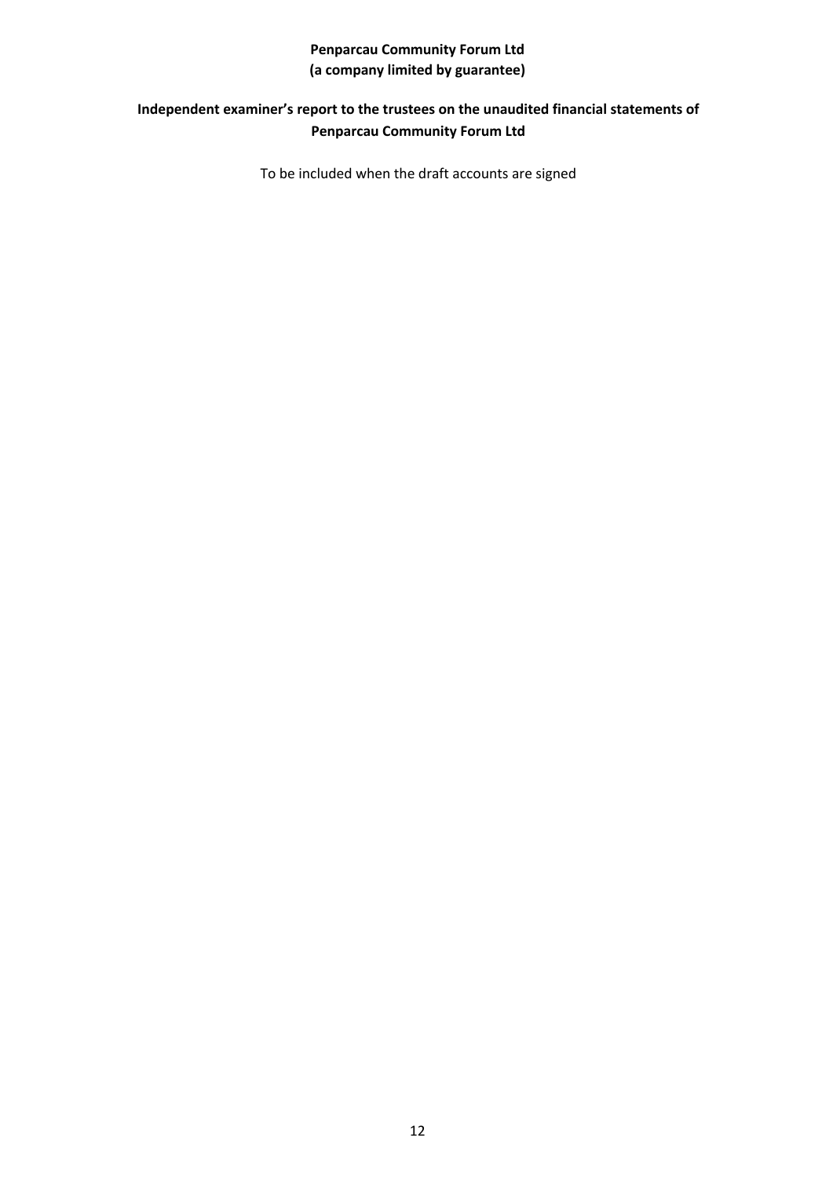**Penparcau Community Forum Ltd**
**(a company limited by guarantee)**

## Independent examiner's report to the trustees on the unaudited financial statements of Penparcau Community Forum Ltd

To be included when the draft accounts are signed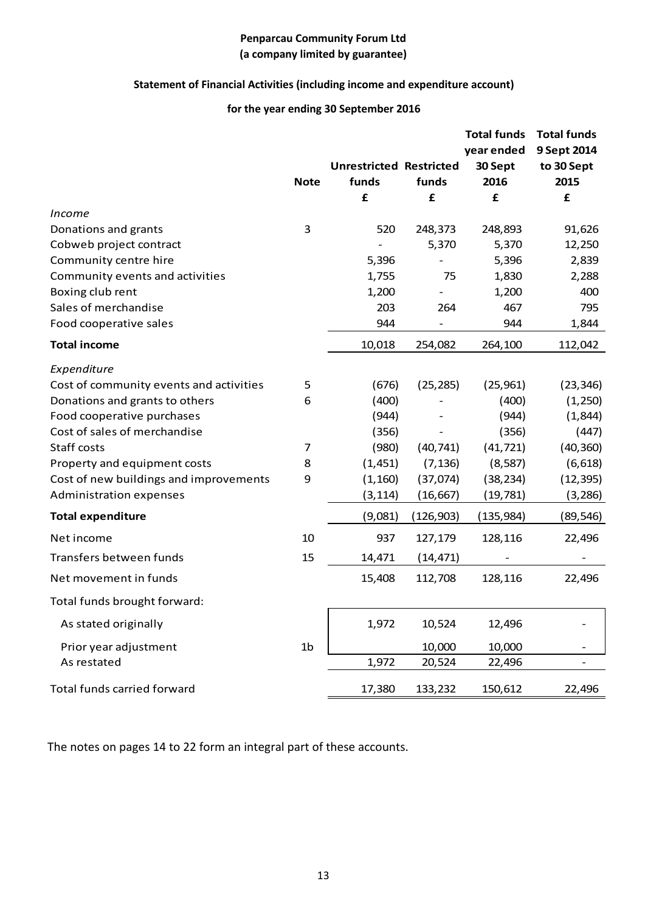**Penparcau Community Forum Ltd**
**(a company limited by guarantee)**

**Statement of Financial Activities (including income and expenditure account)**

**for the year ending 30 September 2016**

| | Note | Unrestricted funds | Restricted funds | Total funds year ended 30 Sept 2016 | Total funds 9 Sept 2014 to 30 Sept 2015 |
|---|---|---|---|---|---|
| | | £ | £ | £ | £ |
| *Income* | | | | | |
| Donations and grants | 3 | 520 | 248,373 | 248,893 | 91,626 |
| Cobweb project contract | | - | 5,370 | 5,370 | 12,250 |
| Community centre hire | | 5,396 | - | 5,396 | 2,839 |
| Community events and activities | | 1,755 | 75 | 1,830 | 2,288 |
| Boxing club rent | | 1,200 | - | 1,200 | 400 |
| Sales of merchandise | | 203 | 264 | 467 | 795 |
| Food cooperative sales | | 944 | - | 944 | 1,844 |
| **Total income** | | 10,018 | 254,082 | 264,100 | 112,042 |
| *Expenditure* | | | | | |
| Cost of community events and activities | 5 | (676) | (25,285) | (25,961) | (23,346) |
| Donations and grants to others | 6 | (400) | - | (400) | (1,250) |
| Food cooperative purchases | | (944) | - | (944) | (1,844) |
| Cost of sales of merchandise | | (356) | - | (356) | (447) |
| Staff costs | 7 | (980) | (40,741) | (41,721) | (40,360) |
| Property and equipment costs | 8 | (1,451) | (7,136) | (8,587) | (6,618) |
| Cost of new buildings and improvements | 9 | (1,160) | (37,074) | (38,234) | (12,395) |
| Administration expenses | | (3,114) | (16,667) | (19,781) | (3,286) |
| **Total expenditure** | | (9,081) | (126,903) | (135,984) | (89,546) |
| Net income | 10 | 937 | 127,179 | 128,116 | 22,496 |
| Transfers between funds | 15 | 14,471 | (14,471) | - | - |
| Net movement in funds | | 15,408 | 112,708 | 128,116 | 22,496 |
| Total funds brought forward: | | | | | |
| As stated originally | | 1,972 | 10,524 | 12,496 | - |
| Prior year adjustment | 1b | | 10,000 | 10,000 | - |
| As restated | | 1,972 | 20,524 | 22,496 | - |
| Total funds carried forward | | 17,380 | 133,232 | 150,612 | 22,496 |

The notes on pages 14 to 22 form an integral part of these accounts.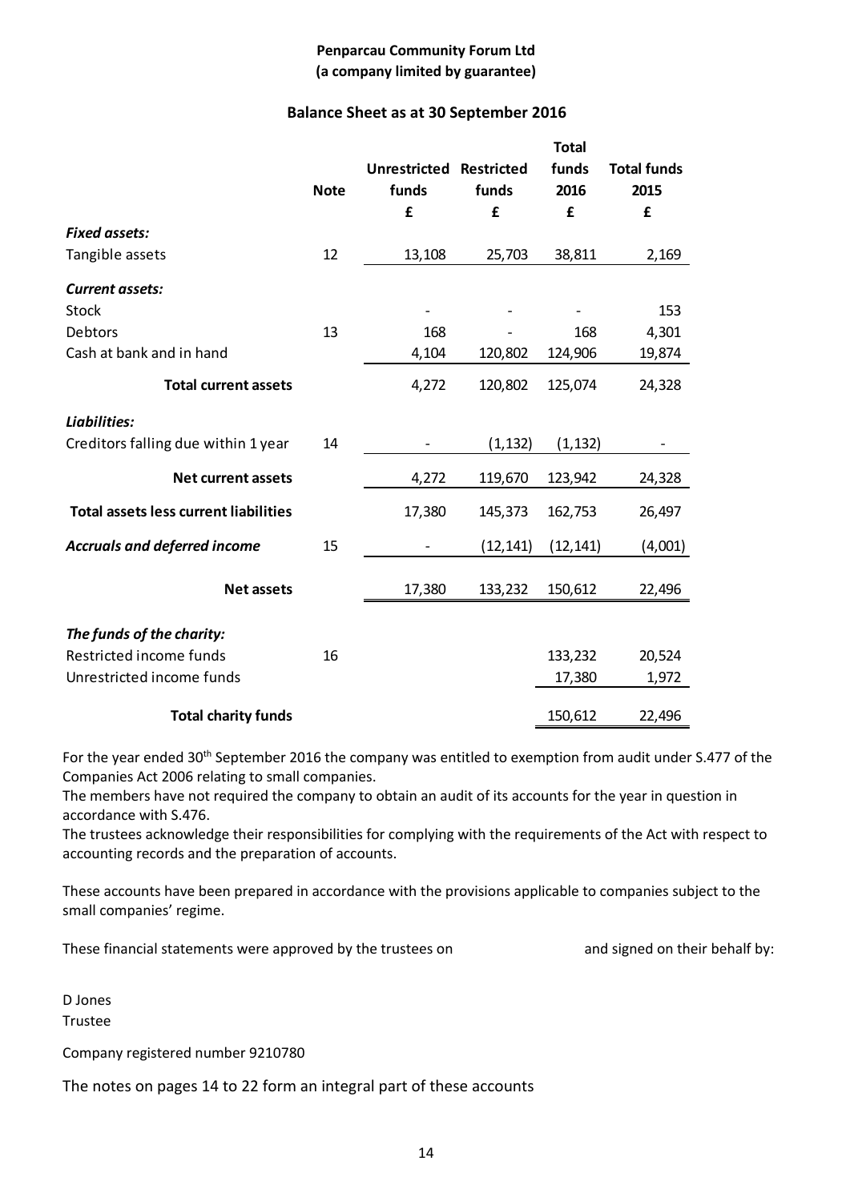**Penparcau Community Forum Ltd**
**(a company limited by guarantee)**

## Balance Sheet as at 30 September 2016

| | Note | Unrestricted funds £ | Restricted funds £ | Total funds 2016 £ | Total funds 2015 £ |
|---|---|---|---|---|---|
| ***Fixed assets:*** | | | | | |
| Tangible assets | 12 | 13,108 | 25,703 | 38,811 | 2,169 |
| ***Current assets:*** | | | | | |
| Stock | | - | - | - | 153 |
| Debtors | 13 | 168 | - | 168 | 4,301 |
| Cash at bank and in hand | | 4,104 | 120,802 | 124,906 | 19,874 |
| **Total current assets** | | 4,272 | 120,802 | 125,074 | 24,328 |
| ***Liabilities:*** | | | | | |
| Creditors falling due within 1 year | 14 | - | (1,132) | (1,132) | - |
| **Net current assets** | | 4,272 | 119,670 | 123,942 | 24,328 |
| **Total assets less current liabilities** | | 17,380 | 145,373 | 162,753 | 26,497 |
| ***Accruals and deferred income*** | 15 | - | (12,141) | (12,141) | (4,001) |
| **Net assets** | | 17,380 | 133,232 | 150,612 | 22,496 |
| ***The funds of the charity:*** | | | | | |
| Restricted income funds | 16 | | | 133,232 | 20,524 |
| Unrestricted income funds | | | | 17,380 | 1,972 |
| **Total charity funds** | | | | 150,612 | 22,496 |

For the year ended 30th September 2016 the company was entitled to exemption from audit under S.477 of the Companies Act 2006 relating to small companies.
The members have not required the company to obtain an audit of its accounts for the year in question in accordance with S.476.
The trustees acknowledge their responsibilities for complying with the requirements of the Act with respect to accounting records and the preparation of accounts.

These accounts have been prepared in accordance with the provisions applicable to companies subject to the small companies' regime.

These financial statements were approved by the trustees on and signed on their behalf by:

D Jones
Trustee

Company registered number 9210780

The notes on pages 14 to 22 form an integral part of these accounts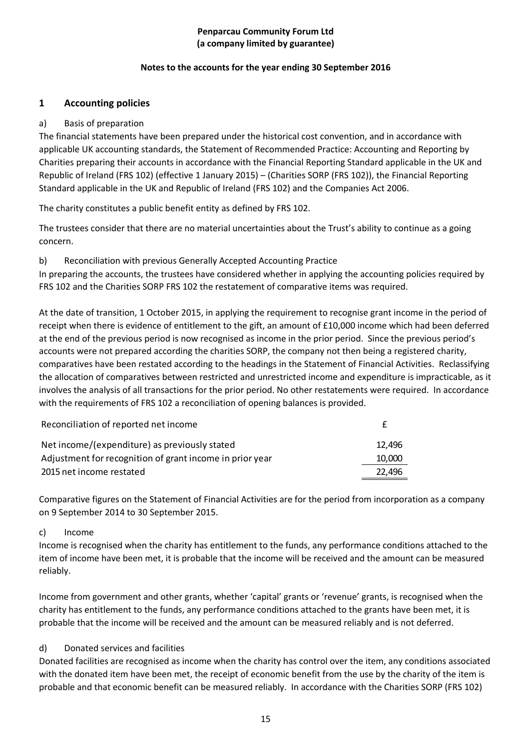**Penparcau Community Forum Ltd**
**(a company limited by guarantee)**

**Notes to the accounts for the year ending 30 September 2016**

## 1 Accounting policies

a) Basis of preparation

The financial statements have been prepared under the historical cost convention, and in accordance with applicable UK accounting standards, the Statement of Recommended Practice: Accounting and Reporting by Charities preparing their accounts in accordance with the Financial Reporting Standard applicable in the UK and Republic of Ireland (FRS 102) (effective 1 January 2015) – (Charities SORP (FRS 102)), the Financial Reporting Standard applicable in the UK and Republic of Ireland (FRS 102) and the Companies Act 2006.

The charity constitutes a public benefit entity as defined by FRS 102.

The trustees consider that there are no material uncertainties about the Trust's ability to continue as a going concern.

b) Reconciliation with previous Generally Accepted Accounting Practice

In preparing the accounts, the trustees have considered whether in applying the accounting policies required by FRS 102 and the Charities SORP FRS 102 the restatement of comparative items was required.

At the date of transition, 1 October 2015, in applying the requirement to recognise grant income in the period of receipt when there is evidence of entitlement to the gift, an amount of £10,000 income which had been deferred at the end of the previous period is now recognised as income in the prior period. Since the previous period's accounts were not prepared according the charities SORP, the company not then being a registered charity, comparatives have been restated according to the headings in the Statement of Financial Activities. Reclassifying the allocation of comparatives between restricted and unrestricted income and expenditure is impracticable, as it involves the analysis of all transactions for the prior period. No other restatements were required. In accordance with the requirements of FRS 102 a reconciliation of opening balances is provided.

| Reconciliation of reported net income | £ |
|---|---|
| Net income/(expenditure) as previously stated | 12,496 |
| Adjustment for recognition of grant income in prior year | 10,000 |
| 2015 net income restated | 22,496 |

Comparative figures on the Statement of Financial Activities are for the period from incorporation as a company on 9 September 2014 to 30 September 2015.

c) Income

Income is recognised when the charity has entitlement to the funds, any performance conditions attached to the item of income have been met, it is probable that the income will be received and the amount can be measured reliably.

Income from government and other grants, whether 'capital' grants or 'revenue' grants, is recognised when the charity has entitlement to the funds, any performance conditions attached to the grants have been met, it is probable that the income will be received and the amount can be measured reliably and is not deferred.

d) Donated services and facilities

Donated facilities are recognised as income when the charity has control over the item, any conditions associated with the donated item have been met, the receipt of economic benefit from the use by the charity of the item is probable and that economic benefit can be measured reliably. In accordance with the Charities SORP (FRS 102)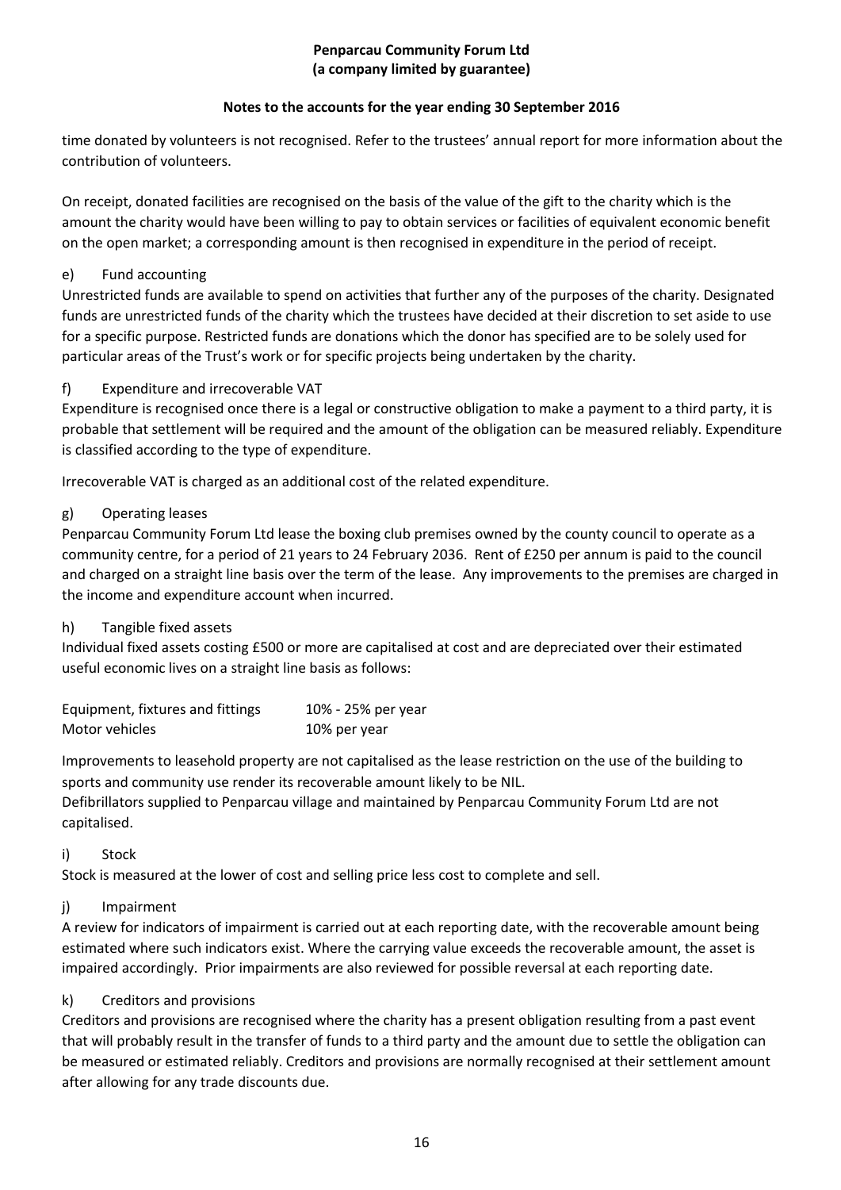time donated by volunteers is not recognised. Refer to the trustees' annual report for more information about the contribution of volunteers.

On receipt, donated facilities are recognised on the basis of the value of the gift to the charity which is the amount the charity would have been willing to pay to obtain services or facilities of equivalent economic benefit on the open market; a corresponding amount is then recognised in expenditure in the period of receipt.

e) Fund accounting

Unrestricted funds are available to spend on activities that further any of the purposes of the charity. Designated funds are unrestricted funds of the charity which the trustees have decided at their discretion to set aside to use for a specific purpose. Restricted funds are donations which the donor has specified are to be solely used for particular areas of the Trust's work or for specific projects being undertaken by the charity.

f) Expenditure and irrecoverable VAT

Expenditure is recognised once there is a legal or constructive obligation to make a payment to a third party, it is probable that settlement will be required and the amount of the obligation can be measured reliably. Expenditure is classified according to the type of expenditure.

Irrecoverable VAT is charged as an additional cost of the related expenditure.

g) Operating leases

Penparcau Community Forum Ltd lease the boxing club premises owned by the county council to operate as a community centre, for a period of 21 years to 24 February 2036. Rent of £250 per annum is paid to the council and charged on a straight line basis over the term of the lease. Any improvements to the premises are charged in the income and expenditure account when incurred.

h) Tangible fixed assets

Individual fixed assets costing £500 or more are capitalised at cost and are depreciated over their estimated useful economic lives on a straight line basis as follows:

| | |
|---|---|
| Equipment, fixtures and fittings | 10% - 25% per year |
| Motor vehicles | 10% per year |

Improvements to leasehold property are not capitalised as the lease restriction on the use of the building to sports and community use render its recoverable amount likely to be NIL.
Defibrillators supplied to Penparcau village and maintained by Penparcau Community Forum Ltd are not capitalised.

i) Stock

Stock is measured at the lower of cost and selling price less cost to complete and sell.

j) Impairment

A review for indicators of impairment is carried out at each reporting date, with the recoverable amount being estimated where such indicators exist. Where the carrying value exceeds the recoverable amount, the asset is impaired accordingly. Prior impairments are also reviewed for possible reversal at each reporting date.

k) Creditors and provisions

Creditors and provisions are recognised where the charity has a present obligation resulting from a past event that will probably result in the transfer of funds to a third party and the amount due to settle the obligation can be measured or estimated reliably. Creditors and provisions are normally recognised at their settlement amount after allowing for any trade discounts due.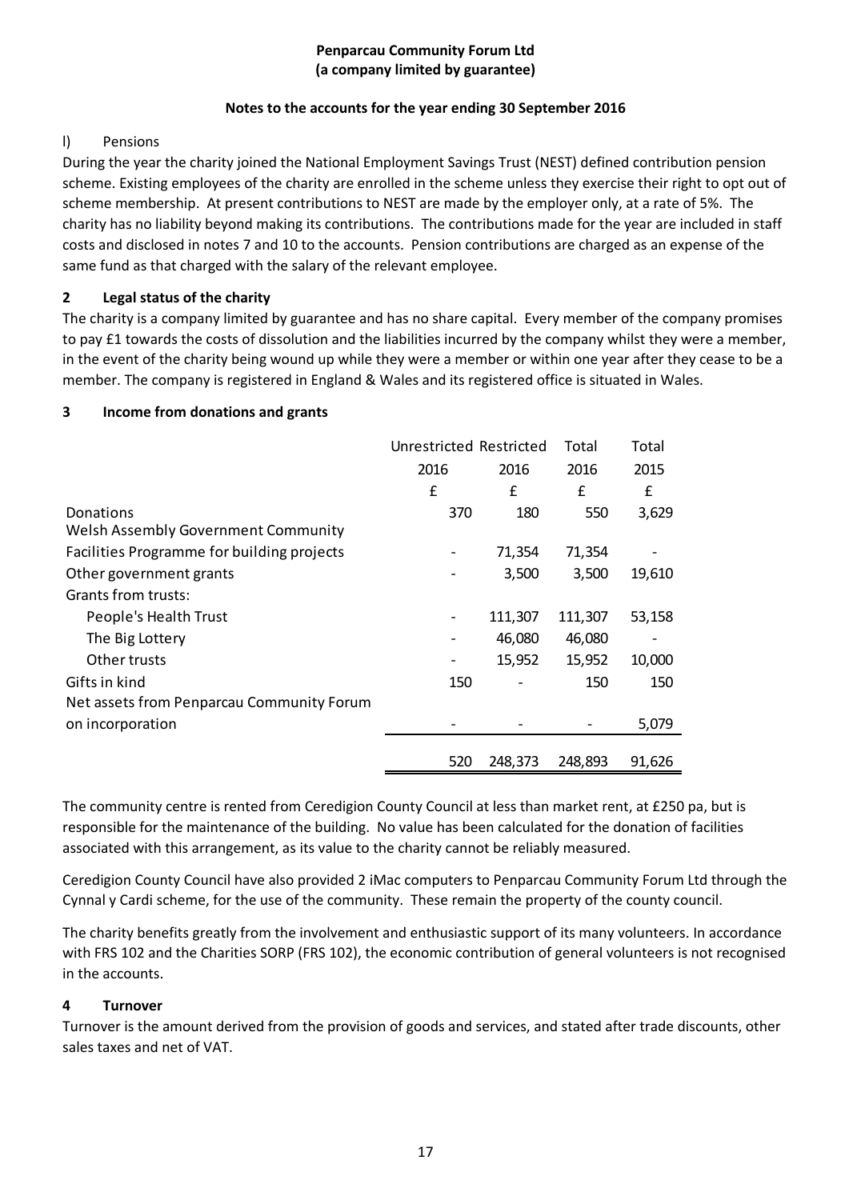**Penparcau Community Forum Ltd**
**(a company limited by guarantee)**

**Notes to the accounts for the year ending 30 September 2016**

l) Pensions

During the year the charity joined the National Employment Savings Trust (NEST) defined contribution pension scheme. Existing employees of the charity are enrolled in the scheme unless they exercise their right to opt out of scheme membership. At present contributions to NEST are made by the employer only, at a rate of 5%. The charity has no liability beyond making its contributions. The contributions made for the year are included in staff costs and disclosed in notes 7 and 10 to the accounts. Pension contributions are charged as an expense of the same fund as that charged with the salary of the relevant employee.

## 2 Legal status of the charity

The charity is a company limited by guarantee and has no share capital. Every member of the company promises to pay £1 towards the costs of dissolution and the liabilities incurred by the company whilst they were a member, in the event of the charity being wound up while they were a member or within one year after they cease to be a member. The company is registered in England & Wales and its registered office is situated in Wales.

## 3 Income from donations and grants

| | Unrestricted 2016 £ | Restricted 2016 £ | Total 2016 £ | Total 2015 £ |
|---|---|---|---|---|
| Donations | 370 | 180 | 550 | 3,629 |
| Welsh Assembly Government Community Facilities Programme for building projects | - | 71,354 | 71,354 | - |
| Other government grants | - | 3,500 | 3,500 | 19,610 |
| Grants from trusts: | | | | |
| People's Health Trust | - | 111,307 | 111,307 | 53,158 |
| The Big Lottery | - | 46,080 | 46,080 | - |
| Other trusts | - | 15,952 | 15,952 | 10,000 |
| Gifts in kind | 150 | - | 150 | 150 |
| Net assets from Penparcau Community Forum on incorporation | - | - | - | 5,079 |
| | 520 | 248,373 | 248,893 | 91,626 |

The community centre is rented from Ceredigion County Council at less than market rent, at £250 pa, but is responsible for the maintenance of the building. No value has been calculated for the donation of facilities associated with this arrangement, as its value to the charity cannot be reliably measured.

Ceredigion County Council have also provided 2 iMac computers to Penparcau Community Forum Ltd through the Cynnal y Cardi scheme, for the use of the community. These remain the property of the county council.

The charity benefits greatly from the involvement and enthusiastic support of its many volunteers. In accordance with FRS 102 and the Charities SORP (FRS 102), the economic contribution of general volunteers is not recognised in the accounts.

## 4 Turnover

Turnover is the amount derived from the provision of goods and services, and stated after trade discounts, other sales taxes and net of VAT.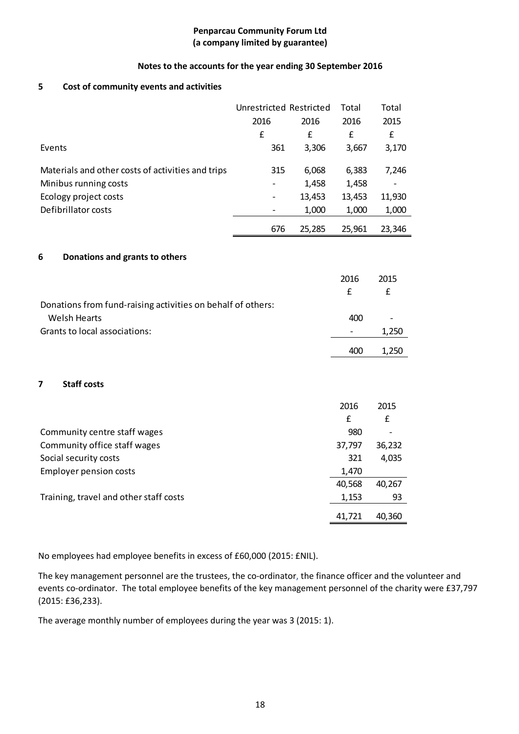**Penparcau Community Forum Ltd**
**(a company limited by guarantee)**

**Notes to the accounts for the year ending 30 September 2016**

## 5 Cost of community events and activities

| | Unrestricted 2016 £ | Restricted 2016 £ | Total 2016 £ | Total 2015 £ |
|---|---|---|---|---|
| Events | 361 | 3,306 | 3,667 | 3,170 |
| Materials and other costs of activities and trips | 315 | 6,068 | 6,383 | 7,246 |
| Minibus running costs | - | 1,458 | 1,458 | - |
| Ecology project costs | - | 13,453 | 13,453 | 11,930 |
| Defibrillator costs | - | 1,000 | 1,000 | 1,000 |
| | 676 | 25,285 | 25,961 | 23,346 |

## 6 Donations and grants to others

| | 2016 £ | 2015 £ |
|---|---|---|
| Donations from fund-raising activities on behalf of others: | | |
| Welsh Hearts | 400 | - |
| Grants to local associations: | - | 1,250 |
| | 400 | 1,250 |

## 7 Staff costs

| | 2016 £ | 2015 £ |
|---|---|---|
| Community centre staff wages | 980 | - |
| Community office staff wages | 37,797 | 36,232 |
| Social security costs | 321 | 4,035 |
| Employer pension costs | 1,470 | |
| | 40,568 | 40,267 |
| Training, travel and other staff costs | 1,153 | 93 |
| | 41,721 | 40,360 |

No employees had employee benefits in excess of £60,000 (2015: £NIL).

The key management personnel are the trustees, the co-ordinator, the finance officer and the volunteer and events co-ordinator. The total employee benefits of the key management personnel of the charity were £37,797 (2015: £36,233).

The average monthly number of employees during the year was 3 (2015: 1).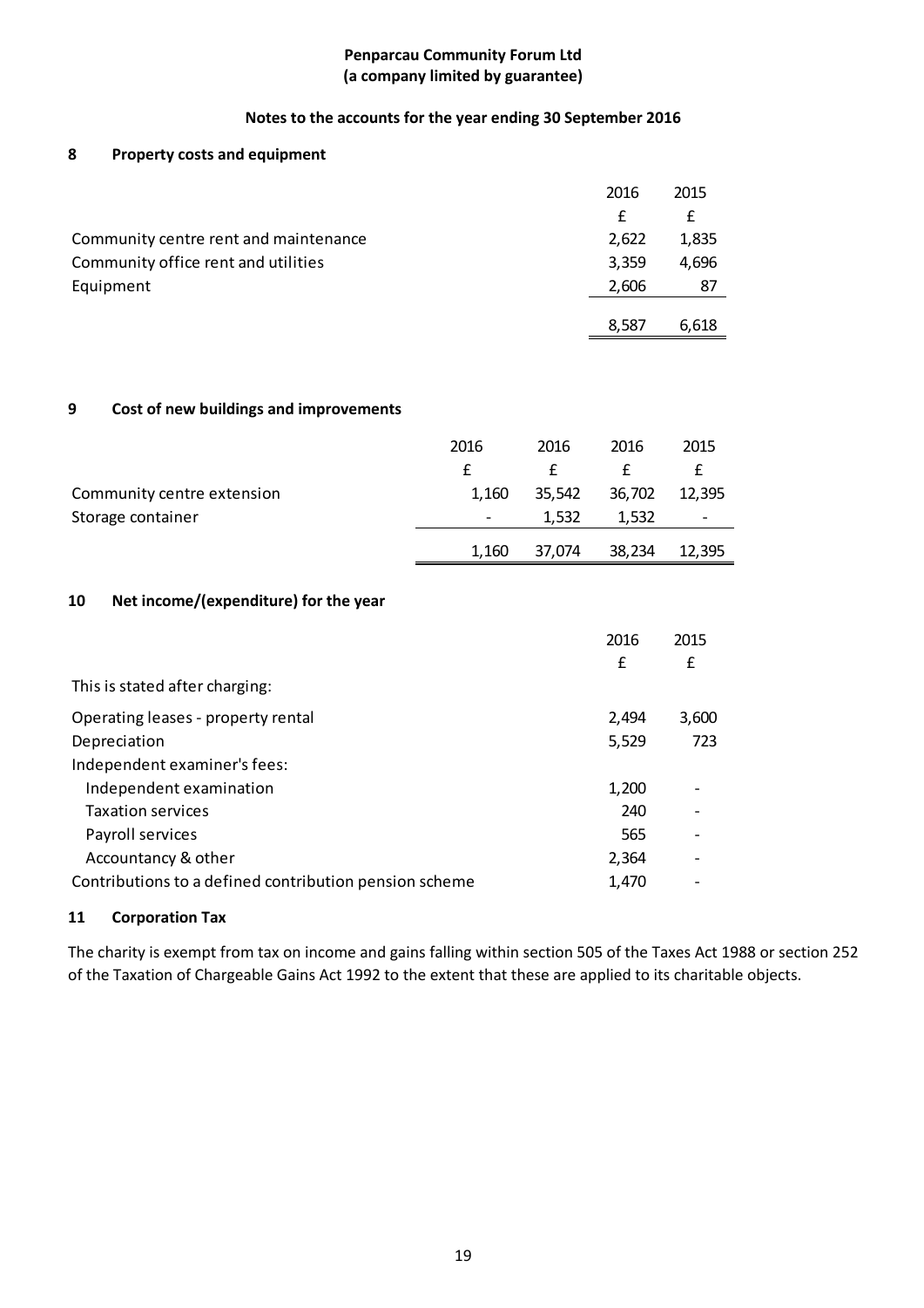**Penparcau Community Forum Ltd**
**(a company limited by guarantee)**

**Notes to the accounts for the year ending 30 September 2016**

## 8 Property costs and equipment

| | 2016 | 2015 |
|---|---|---|
| | £ | £ |
| Community centre rent and maintenance | 2,622 | 1,835 |
| Community office rent and utilities | 3,359 | 4,696 |
| Equipment | 2,606 | 87 |
| | 8,587 | 6,618 |

## 9 Cost of new buildings and improvements

| | 2016 | 2016 | 2016 | 2015 |
|---|---|---|---|---|
| | £ | £ | £ | £ |
| Community centre extension | 1,160 | 35,542 | 36,702 | 12,395 |
| Storage container | - | 1,532 | 1,532 | - |
| | 1,160 | 37,074 | 38,234 | 12,395 |

## 10 Net income/(expenditure) for the year

| | 2016 | 2015 |
|---|---|---|
| | £ | £ |
| This is stated after charging: | | |
| Operating leases - property rental | 2,494 | 3,600 |
| Depreciation | 5,529 | 723 |
| Independent examiner's fees: | | |
| Independent examination | 1,200 | - |
| Taxation services | 240 | - |
| Payroll services | 565 | - |
| Accountancy & other | 2,364 | - |
| Contributions to a defined contribution pension scheme | 1,470 | - |

## 11 Corporation Tax

The charity is exempt from tax on income and gains falling within section 505 of the Taxes Act 1988 or section 252 of the Taxation of Chargeable Gains Act 1992 to the extent that these are applied to its charitable objects.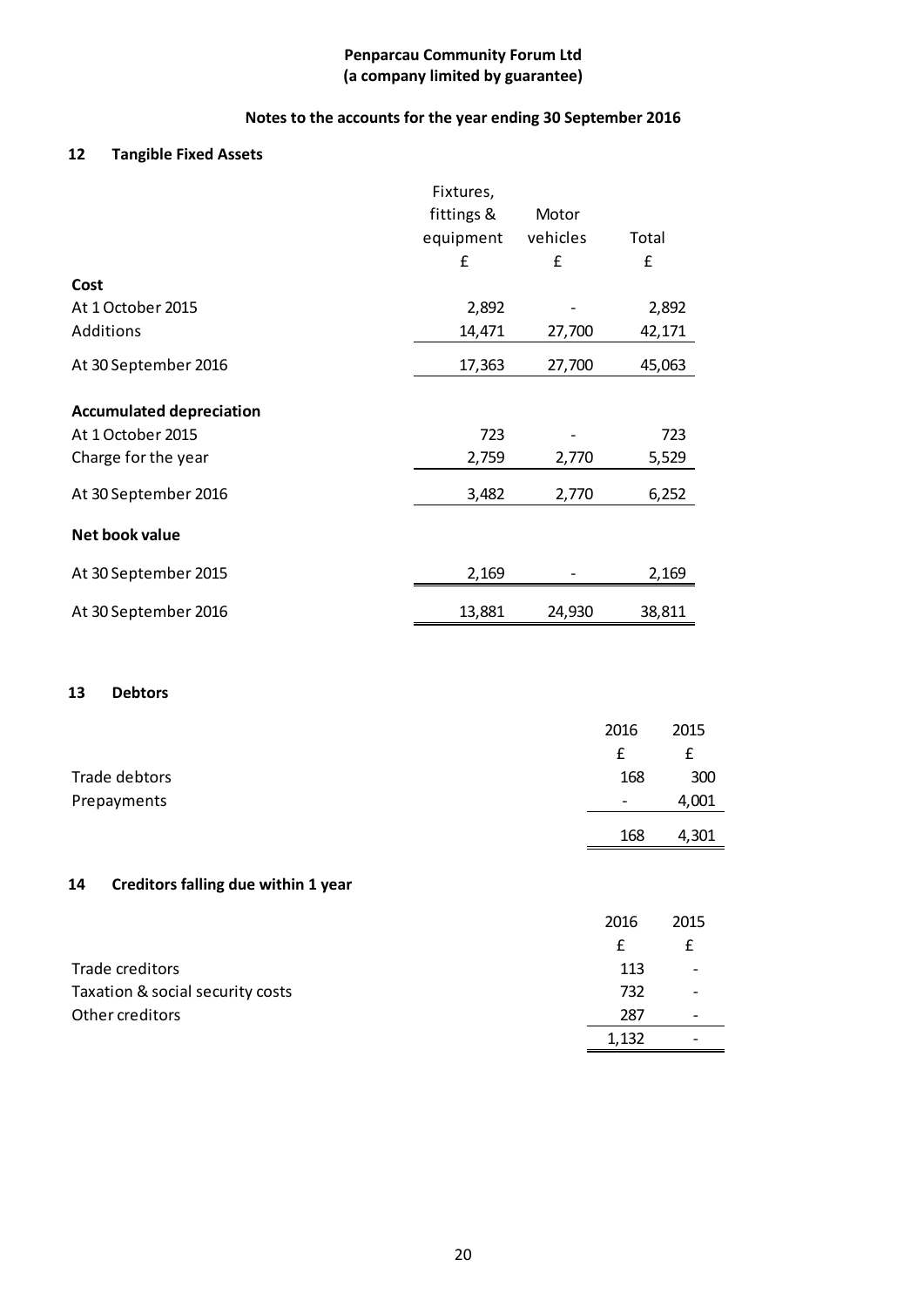**Penparcau Community Forum Ltd**
**(a company limited by guarantee)**

**Notes to the accounts for the year ending 30 September 2016**

## 12 Tangible Fixed Assets

| | Fixtures, fittings & equipment | Motor vehicles | Total |
|---|---|---|---|
| | £ | £ | £ |
| **Cost** | | | |
| At 1 October 2015 | 2,892 | - | 2,892 |
| Additions | 14,471 | 27,700 | 42,171 |
| At 30 September 2016 | 17,363 | 27,700 | 45,063 |
| **Accumulated depreciation** | | | |
| At 1 October 2015 | 723 | - | 723 |
| Charge for the year | 2,759 | 2,770 | 5,529 |
| At 30 September 2016 | 3,482 | 2,770 | 6,252 |
| **Net book value** | | | |
| At 30 September 2015 | 2,169 | - | 2,169 |
| At 30 September 2016 | 13,881 | 24,930 | 38,811 |

## 13 Debtors

| | 2016 | 2015 |
|---|---|---|
| | £ | £ |
| Trade debtors | 168 | 300 |
| Prepayments | - | 4,001 |
| | 168 | 4,301 |

## 14 Creditors falling due within 1 year

| | 2016 | 2015 |
|---|---|---|
| | £ | £ |
| Trade creditors | 113 | - |
| Taxation & social security costs | 732 | - |
| Other creditors | 287 | - |
| | 1,132 | - |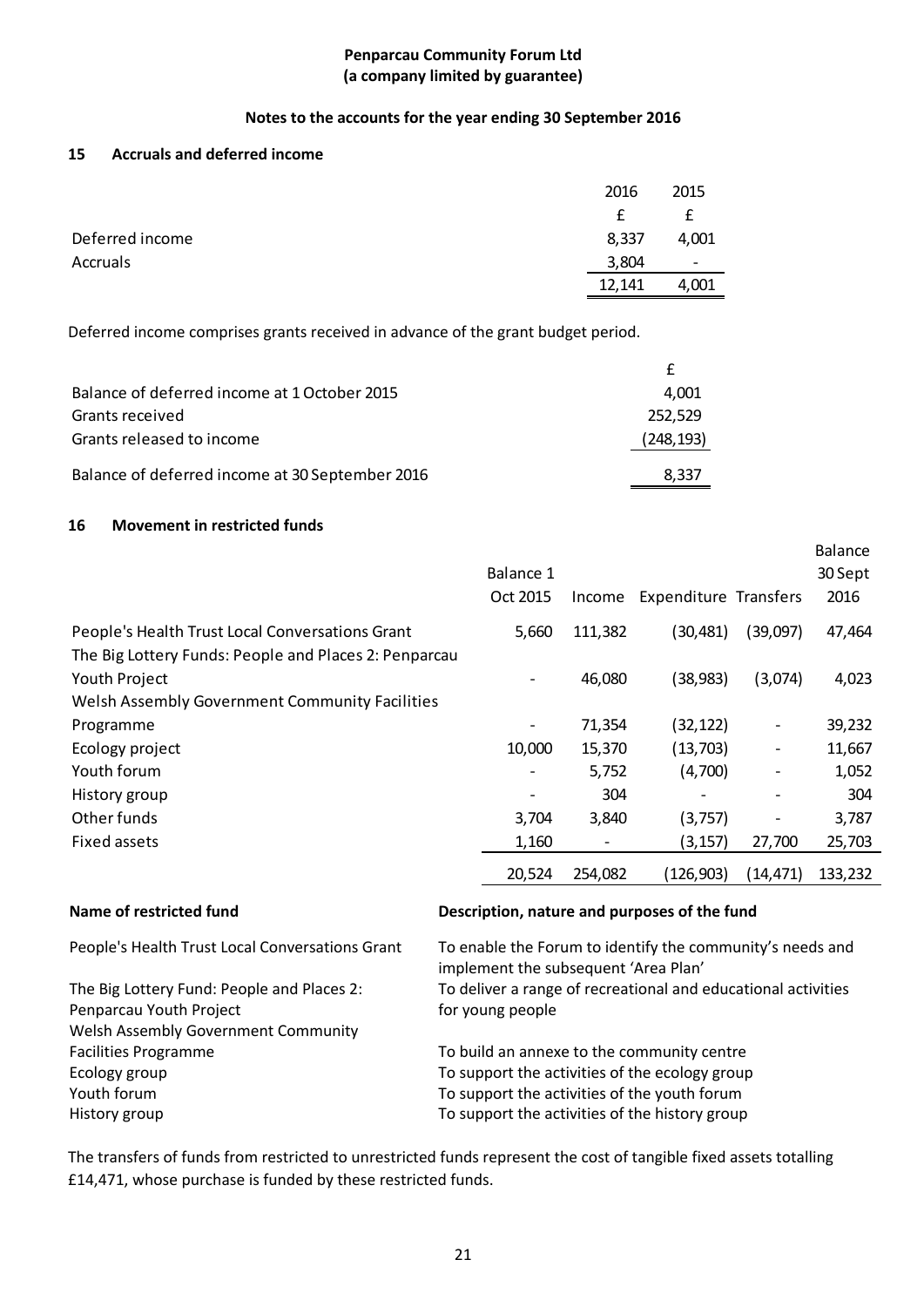**Penparcau Community Forum Ltd**
**(a company limited by guarantee)**

**Notes to the accounts for the year ending 30 September 2016**

### 15 Accruals and deferred income

| | 2016 | 2015 |
|---|---|---|
| | £ | £ |
| Deferred income | 8,337 | 4,001 |
| Accruals | 3,804 | - |
| | 12,141 | 4,001 |

Deferred income comprises grants received in advance of the grant budget period.

| | £ |
|---|---|
| Balance of deferred income at 1 October 2015 | 4,001 |
| Grants received | 252,529 |
| Grants released to income | (248,193) |
| Balance of deferred income at 30 September 2016 | 8,337 |

### 16 Movement in restricted funds

| | Balance 1 Oct 2015 | Income | Expenditure | Transfers | Balance 30 Sept 2016 |
|---|---|---|---|---|---|
| People's Health Trust Local Conversations Grant | 5,660 | 111,382 | (30,481) | (39,097) | 47,464 |
| The Big Lottery Funds: People and Places 2: Penparcau Youth Project | - | 46,080 | (38,983) | (3,074) | 4,023 |
| Welsh Assembly Government Community Facilities Programme | - | 71,354 | (32,122) | - | 39,232 |
| Ecology project | 10,000 | 15,370 | (13,703) | - | 11,667 |
| Youth forum | - | 5,752 | (4,700) | - | 1,052 |
| History group | - | 304 | - | - | 304 |
| Other funds | 3,704 | 3,840 | (3,757) | - | 3,787 |
| Fixed assets | 1,160 | - | (3,157) | 27,700 | 25,703 |
| | 20,524 | 254,082 | (126,903) | (14,471) | 133,232 |

| Name of restricted fund | Description, nature and purposes of the fund |
|---|---|
| People's Health Trust Local Conversations Grant | To enable the Forum to identify the community's needs and implement the subsequent 'Area Plan' |
| The Big Lottery Fund: People and Places 2: Penparcau Youth Project | To deliver a range of recreational and educational activities for young people |
| Welsh Assembly Government Community Facilities Programme | To build an annexe to the community centre |
| Ecology group | To support the activities of the ecology group |
| Youth forum | To support the activities of the youth forum |
| History group | To support the activities of the history group |

The transfers of funds from restricted to unrestricted funds represent the cost of tangible fixed assets totalling £14,471, whose purchase is funded by these restricted funds.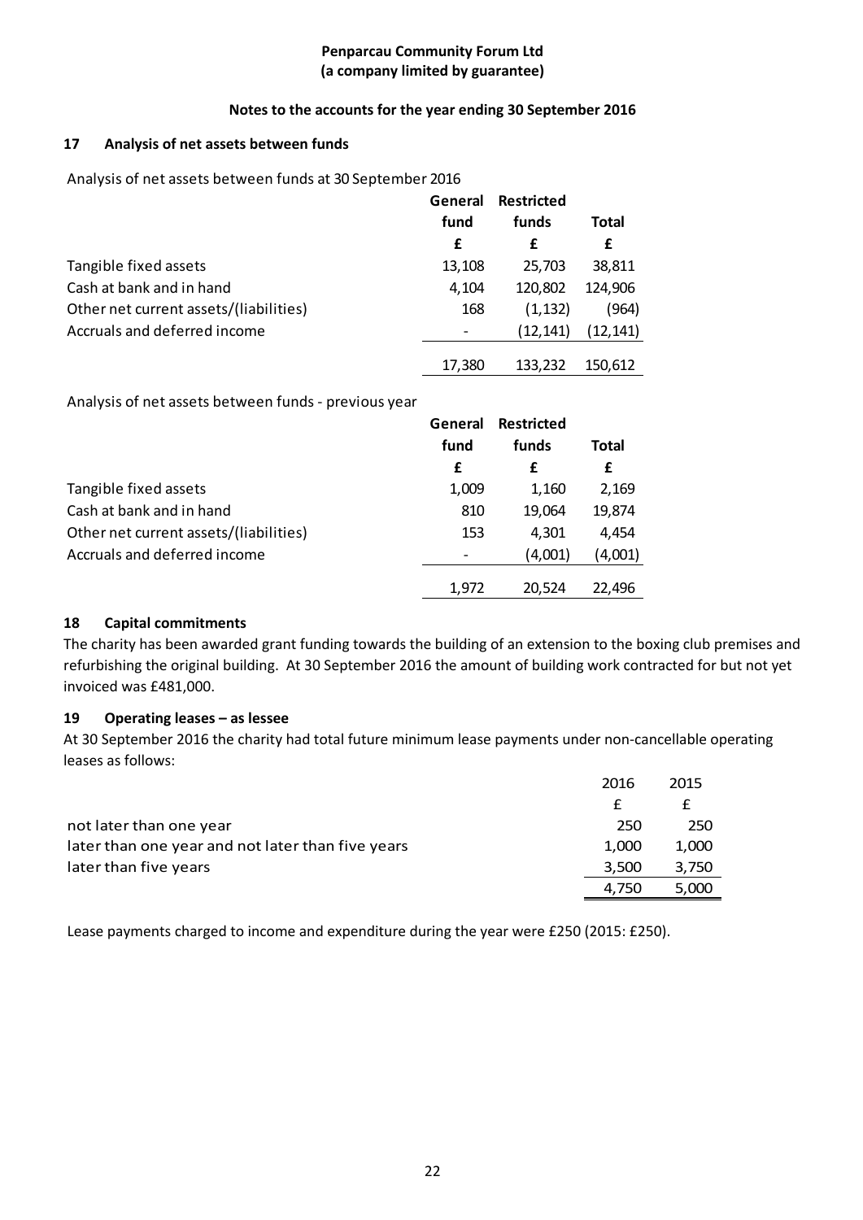**Penparcau Community Forum Ltd**
**(a company limited by guarantee)**

**Notes to the accounts for the year ending 30 September 2016**

## 17 Analysis of net assets between funds

Analysis of net assets between funds at 30 September 2016

| | General fund | Restricted funds | Total |
|---|---|---|---|
| | £ | £ | £ |
| Tangible fixed assets | 13,108 | 25,703 | 38,811 |
| Cash at bank and in hand | 4,104 | 120,802 | 124,906 |
| Other net current assets/(liabilities) | 168 | (1,132) | (964) |
| Accruals and deferred income | - | (12,141) | (12,141) |
| | 17,380 | 133,232 | 150,612 |

Analysis of net assets between funds - previous year

| | General fund | Restricted funds | Total |
|---|---|---|---|
| | £ | £ | £ |
| Tangible fixed assets | 1,009 | 1,160 | 2,169 |
| Cash at bank and in hand | 810 | 19,064 | 19,874 |
| Other net current assets/(liabilities) | 153 | 4,301 | 4,454 |
| Accruals and deferred income | - | (4,001) | (4,001) |
| | 1,972 | 20,524 | 22,496 |

## 18 Capital commitments

The charity has been awarded grant funding towards the building of an extension to the boxing club premises and refurbishing the original building. At 30 September 2016 the amount of building work contracted for but not yet invoiced was £481,000.

## 19 Operating leases – as lessee

At 30 September 2016 the charity had total future minimum lease payments under non-cancellable operating leases as follows:

| | 2016 | 2015 |
|---|---|---|
| | £ | £ |
| not later than one year | 250 | 250 |
| later than one year and not later than five years | 1,000 | 1,000 |
| later than five years | 3,500 | 3,750 |
| | 4,750 | 5,000 |

Lease payments charged to income and expenditure during the year were £250 (2015: £250).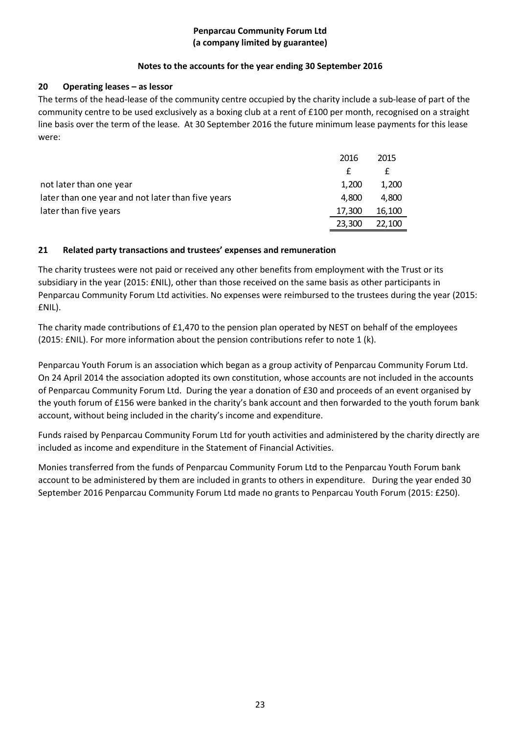**Penparcau Community Forum Ltd**
**(a company limited by guarantee)**

**Notes to the accounts for the year ending 30 September 2016**

## 20 Operating leases – as lessor

The terms of the head-lease of the community centre occupied by the charity include a sub-lease of part of the community centre to be used exclusively as a boxing club at a rent of £100 per month, recognised on a straight line basis over the term of the lease. At 30 September 2016 the future minimum lease payments for this lease were:

| | 2016 | 2015 |
|---|---|---|
| | £ | £ |
| not later than one year | 1,200 | 1,200 |
| later than one year and not later than five years | 4,800 | 4,800 |
| later than five years | 17,300 | 16,100 |
| | 23,300 | 22,100 |

## 21 Related party transactions and trustees' expenses and remuneration

The charity trustees were not paid or received any other benefits from employment with the Trust or its subsidiary in the year (2015: £NIL), other than those received on the same basis as other participants in Penparcau Community Forum Ltd activities. No expenses were reimbursed to the trustees during the year (2015: £NIL).

The charity made contributions of £1,470 to the pension plan operated by NEST on behalf of the employees (2015: £NIL). For more information about the pension contributions refer to note 1 (k).

Penparcau Youth Forum is an association which began as a group activity of Penparcau Community Forum Ltd. On 24 April 2014 the association adopted its own constitution, whose accounts are not included in the accounts of Penparcau Community Forum Ltd. During the year a donation of £30 and proceeds of an event organised by the youth forum of £156 were banked in the charity's bank account and then forwarded to the youth forum bank account, without being included in the charity's income and expenditure.

Funds raised by Penparcau Community Forum Ltd for youth activities and administered by the charity directly are included as income and expenditure in the Statement of Financial Activities.

Monies transferred from the funds of Penparcau Community Forum Ltd to the Penparcau Youth Forum bank account to be administered by them are included in grants to others in expenditure. During the year ended 30 September 2016 Penparcau Community Forum Ltd made no grants to Penparcau Youth Forum (2015: £250).